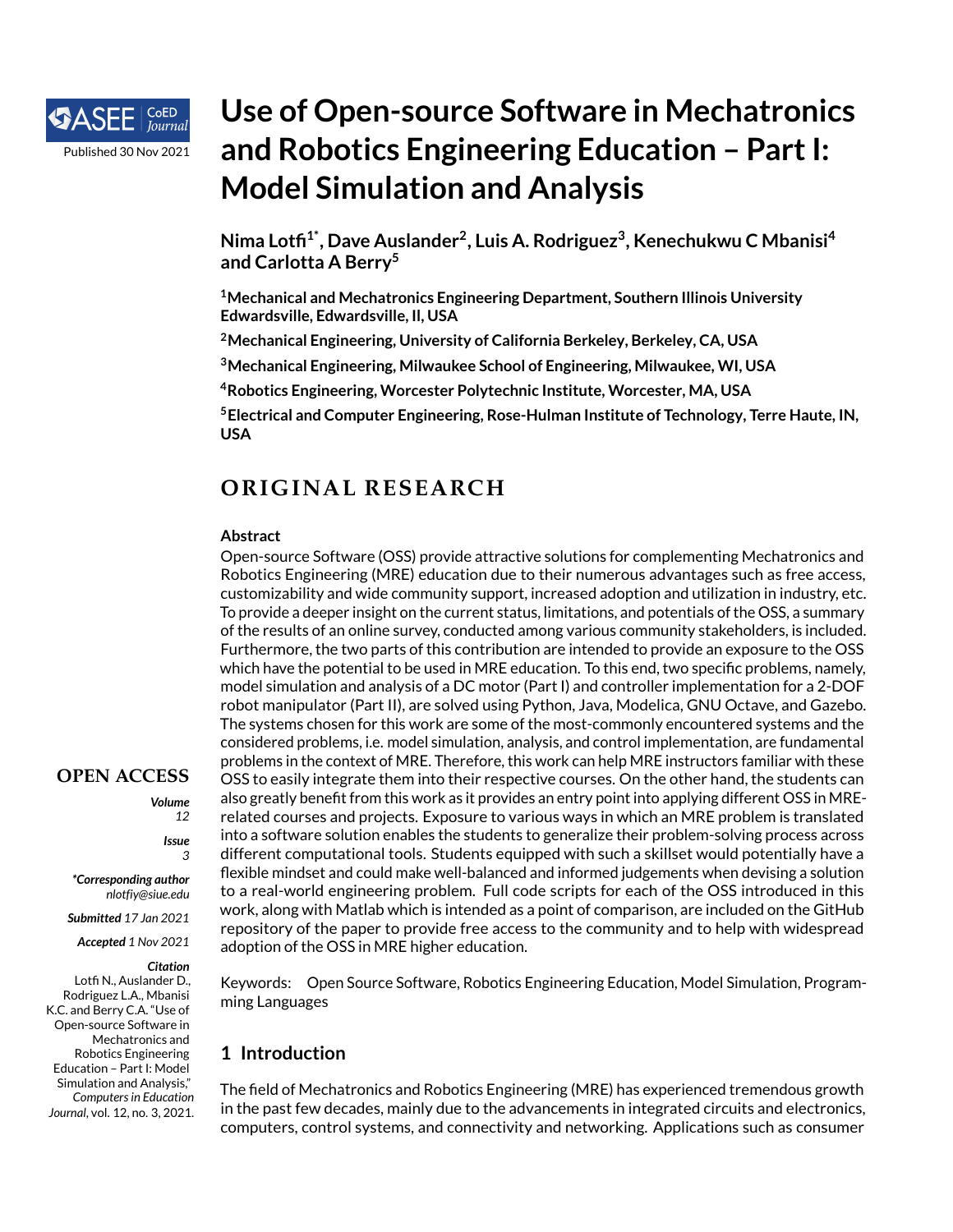Published 30 Nov 2021

# Use of Open-source Software in Mechatronics and Robotics Engineering Education – Part I: Model Simulation and Analysis

**Nima Lotfi[1*], Dave Auslander[2], Luis A. Rodriguez[3], Kenechukwu C Mbanisi[4] and Carlotta A Berry[5]**

**[1]Mechanical and Mechatronics Engineering Department, Southern Illinois University Edwardsville, Edwardsville, Il, USA**

**[2]Mechanical Engineering, University of California Berkeley, Berkeley, CA, USA**

**[3]Mechanical Engineering, Milwaukee School of Engineering, Milwaukee, WI, USA**

**[4]Robotics Engineering, Worcester Polytechnic Institute, Worcester, MA, USA**

**[5]Electrical and Computer Engineering, Rose-Hulman Institute of Technology, Terre Haute, IN, USA**

## ORIGINAL RESEARCH

**OPEN ACCESS**

***Volume*** 12

***Issue*** 3

***\*Corresponding author*** *nlotfiy@siue.edu*

***Submitted*** *17 Jan 2021*

***Accepted*** *1 Nov 2021*

***Citation***
Lotfi N., Auslander D., Rodriguez L.A., Mbanisi K.C. and Berry C.A. "Use of Open-source Software in Mechatronics and Robotics Engineering Education – Part I: Model Simulation and Analysis," *Computers in Education Journal*, vol. 12, no. 3, 2021.

### Abstract

Open-source Software (OSS) provide attractive solutions for complementing Mechatronics and Robotics Engineering (MRE) education due to their numerous advantages such as free access, customizability and wide community support, increased adoption and utilization in industry, etc. To provide a deeper insight on the current status, limitations, and potentials of the OSS, a summary of the results of an online survey, conducted among various community stakeholders, is included. Furthermore, the two parts of this contribution are intended to provide an exposure to the OSS which have the potential to be used in MRE education. To this end, two specific problems, namely, model simulation and analysis of a DC motor (Part I) and controller implementation for a 2-DOF robot manipulator (Part II), are solved using Python, Java, Modelica, GNU Octave, and Gazebo. The systems chosen for this work are some of the most-commonly encountered systems and the considered problems, i.e. model simulation, analysis, and control implementation, are fundamental problems in the context of MRE. Therefore, this work can help MRE instructors familiar with these OSS to easily integrate them into their respective courses. On the other hand, the students can also greatly benefit from this work as it provides an entry point into applying different OSS in MRE-related courses and projects. Exposure to various ways in which an MRE problem is translated into a software solution enables the students to generalize their problem-solving process across different computational tools. Students equipped with such a skillset would potentially have a flexible mindset and could make well-balanced and informed judgements when devising a solution to a real-world engineering problem. Full code scripts for each of the OSS introduced in this work, along with Matlab which is intended as a point of comparison, are included on the GitHub repository of the paper to provide free access to the community and to help with widespread adoption of the OSS in MRE higher education.

Keywords: Open Source Software, Robotics Engineering Education, Model Simulation, Programming Languages

## 1 Introduction

The field of Mechatronics and Robotics Engineering (MRE) has experienced tremendous growth in the past few decades, mainly due to the advancements in integrated circuits and electronics, computers, control systems, and connectivity and networking. Applications such as consumer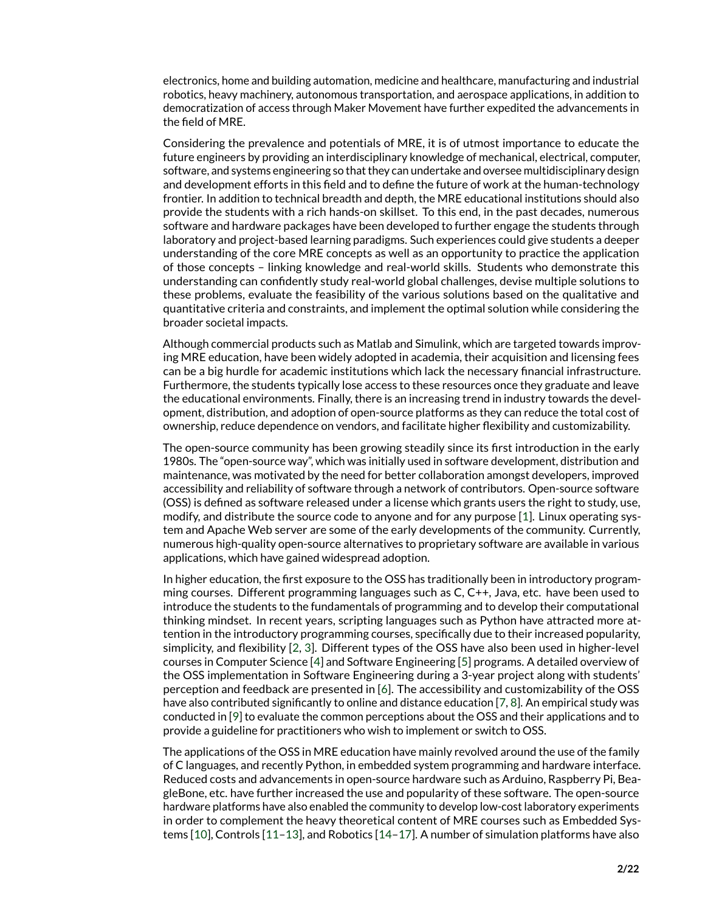electronics, home and building automation, medicine and healthcare, manufacturing and industrial robotics, heavy machinery, autonomous transportation, and aerospace applications, in addition to democratization of access through Maker Movement have further expedited the advancements in the field of MRE.

Considering the prevalence and potentials of MRE, it is of utmost importance to educate the future engineers by providing an interdisciplinary knowledge of mechanical, electrical, computer, software, and systems engineering so that they can undertake and oversee multidisciplinary design and development efforts in this field and to define the future of work at the human-technology frontier. In addition to technical breadth and depth, the MRE educational institutions should also provide the students with a rich hands-on skillset. To this end, in the past decades, numerous software and hardware packages have been developed to further engage the students through laboratory and project-based learning paradigms. Such experiences could give students a deeper understanding of the core MRE concepts as well as an opportunity to practice the application of those concepts – linking knowledge and real-world skills. Students who demonstrate this understanding can confidently study real-world global challenges, devise multiple solutions to these problems, evaluate the feasibility of the various solutions based on the qualitative and quantitative criteria and constraints, and implement the optimal solution while considering the broader societal impacts.

Although commercial products such as Matlab and Simulink, which are targeted towards improving MRE education, have been widely adopted in academia, their acquisition and licensing fees can be a big hurdle for academic institutions which lack the necessary financial infrastructure. Furthermore, the students typically lose access to these resources once they graduate and leave the educational environments. Finally, there is an increasing trend in industry towards the development, distribution, and adoption of open-source platforms as they can reduce the total cost of ownership, reduce dependence on vendors, and facilitate higher flexibility and customizability.

The open-source community has been growing steadily since its first introduction in the early 1980s. The "open-source way", which was initially used in software development, distribution and maintenance, was motivated by the need for better collaboration amongst developers, improved accessibility and reliability of software through a network of contributors. Open-source software (OSS) is defined as software released under a license which grants users the right to study, use, modify, and distribute the source code to anyone and for any purpose [1]. Linux operating system and Apache Web server are some of the early developments of the community. Currently, numerous high-quality open-source alternatives to proprietary software are available in various applications, which have gained widespread adoption.

In higher education, the first exposure to the OSS has traditionally been in introductory programming courses. Different programming languages such as C, C++, Java, etc. have been used to introduce the students to the fundamentals of programming and to develop their computational thinking mindset. In recent years, scripting languages such as Python have attracted more attention in the introductory programming courses, specifically due to their increased popularity, simplicity, and flexibility [2, 3]. Different types of the OSS have also been used in higher-level courses in Computer Science [4] and Software Engineering [5] programs. A detailed overview of the OSS implementation in Software Engineering during a 3-year project along with students' perception and feedback are presented in [6]. The accessibility and customizability of the OSS have also contributed significantly to online and distance education [7, 8]. An empirical study was conducted in [9] to evaluate the common perceptions about the OSS and their applications and to provide a guideline for practitioners who wish to implement or switch to OSS.

The applications of the OSS in MRE education have mainly revolved around the use of the family of C languages, and recently Python, in embedded system programming and hardware interface. Reduced costs and advancements in open-source hardware such as Arduino, Raspberry Pi, BeagleBone, etc. have further increased the use and popularity of these software. The open-source hardware platforms have also enabled the community to develop low-cost laboratory experiments in order to complement the heavy theoretical content of MRE courses such as Embedded Systems [10], Controls [11–13], and Robotics [14–17]. A number of simulation platforms have also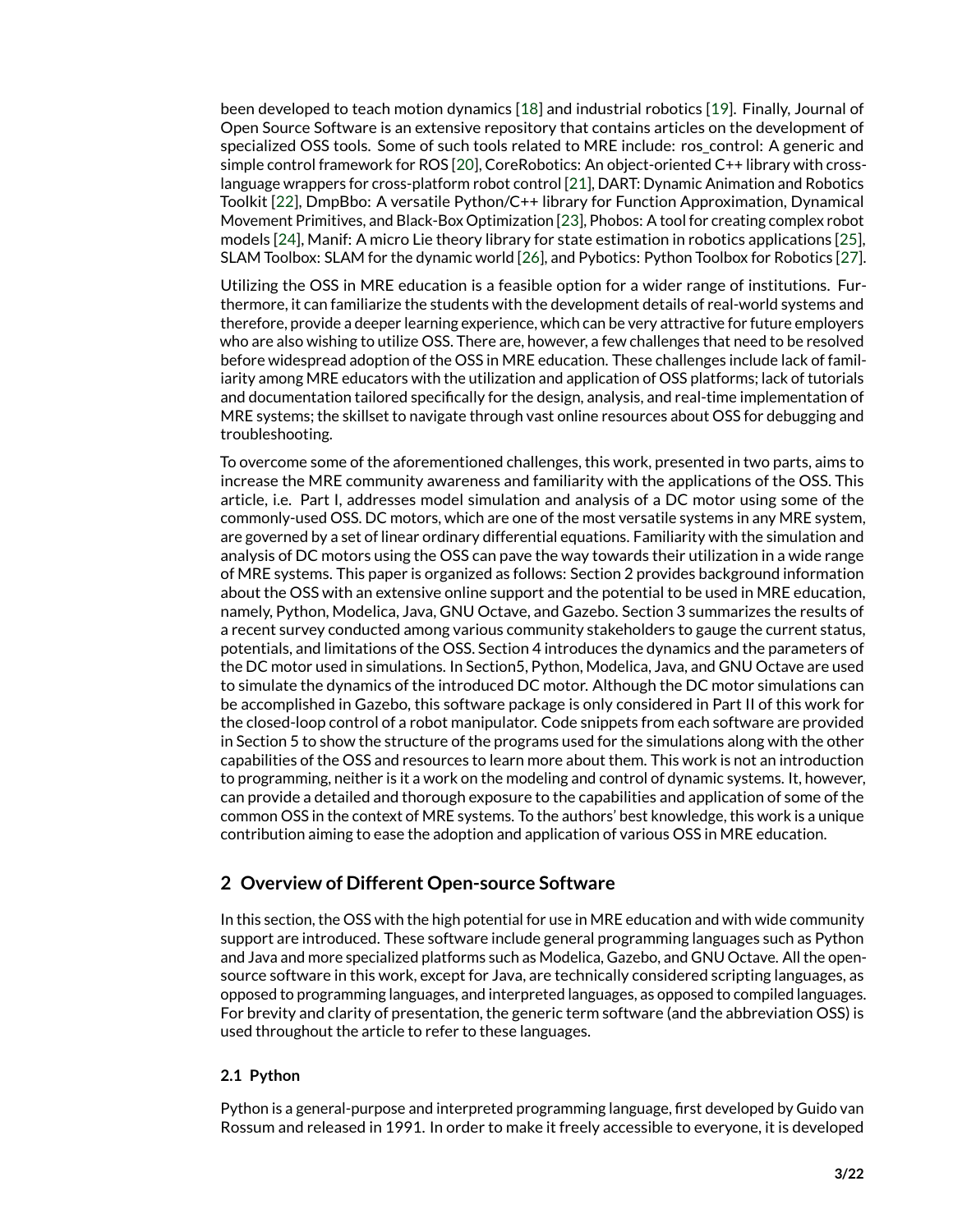been developed to teach motion dynamics [18] and industrial robotics [19]. Finally, Journal of Open Source Software is an extensive repository that contains articles on the development of specialized OSS tools. Some of such tools related to MRE include: ros_control: A generic and simple control framework for ROS [20], CoreRobotics: An object-oriented C++ library with cross-language wrappers for cross-platform robot control [21], DART: Dynamic Animation and Robotics Toolkit [22], DmpBbo: A versatile Python/C++ library for Function Approximation, Dynamical Movement Primitives, and Black-Box Optimization [23], Phobos: A tool for creating complex robot models [24], Manif: A micro Lie theory library for state estimation in robotics applications [25], SLAM Toolbox: SLAM for the dynamic world [26], and Pybotics: Python Toolbox for Robotics [27].

Utilizing the OSS in MRE education is a feasible option for a wider range of institutions. Furthermore, it can familiarize the students with the development details of real-world systems and therefore, provide a deeper learning experience, which can be very attractive for future employers who are also wishing to utilize OSS. There are, however, a few challenges that need to be resolved before widespread adoption of the OSS in MRE education. These challenges include lack of familiarity among MRE educators with the utilization and application of OSS platforms; lack of tutorials and documentation tailored specifically for the design, analysis, and real-time implementation of MRE systems; the skillset to navigate through vast online resources about OSS for debugging and troubleshooting.

To overcome some of the aforementioned challenges, this work, presented in two parts, aims to increase the MRE community awareness and familiarity with the applications of the OSS. This article, i.e. Part I, addresses model simulation and analysis of a DC motor using some of the commonly-used OSS. DC motors, which are one of the most versatile systems in any MRE system, are governed by a set of linear ordinary differential equations. Familiarity with the simulation and analysis of DC motors using the OSS can pave the way towards their utilization in a wide range of MRE systems. This paper is organized as follows: Section 2 provides background information about the OSS with an extensive online support and the potential to be used in MRE education, namely, Python, Modelica, Java, GNU Octave, and Gazebo. Section 3 summarizes the results of a recent survey conducted among various community stakeholders to gauge the current status, potentials, and limitations of the OSS. Section 4 introduces the dynamics and the parameters of the DC motor used in simulations. In Section5, Python, Modelica, Java, and GNU Octave are used to simulate the dynamics of the introduced DC motor. Although the DC motor simulations can be accomplished in Gazebo, this software package is only considered in Part II of this work for the closed-loop control of a robot manipulator. Code snippets from each software are provided in Section 5 to show the structure of the programs used for the simulations along with the other capabilities of the OSS and resources to learn more about them. This work is not an introduction to programming, neither is it a work on the modeling and control of dynamic systems. It, however, can provide a detailed and thorough exposure to the capabilities and application of some of the common OSS in the context of MRE systems. To the authors' best knowledge, this work is a unique contribution aiming to ease the adoption and application of various OSS in MRE education.

## 2 Overview of Different Open-source Software

In this section, the OSS with the high potential for use in MRE education and with wide community support are introduced. These software include general programming languages such as Python and Java and more specialized platforms such as Modelica, Gazebo, and GNU Octave. All the open-source software in this work, except for Java, are technically considered scripting languages, as opposed to programming languages, and interpreted languages, as opposed to compiled languages. For brevity and clarity of presentation, the generic term software (and the abbreviation OSS) is used throughout the article to refer to these languages.

### 2.1 Python

Python is a general-purpose and interpreted programming language, first developed by Guido van Rossum and released in 1991. In order to make it freely accessible to everyone, it is developed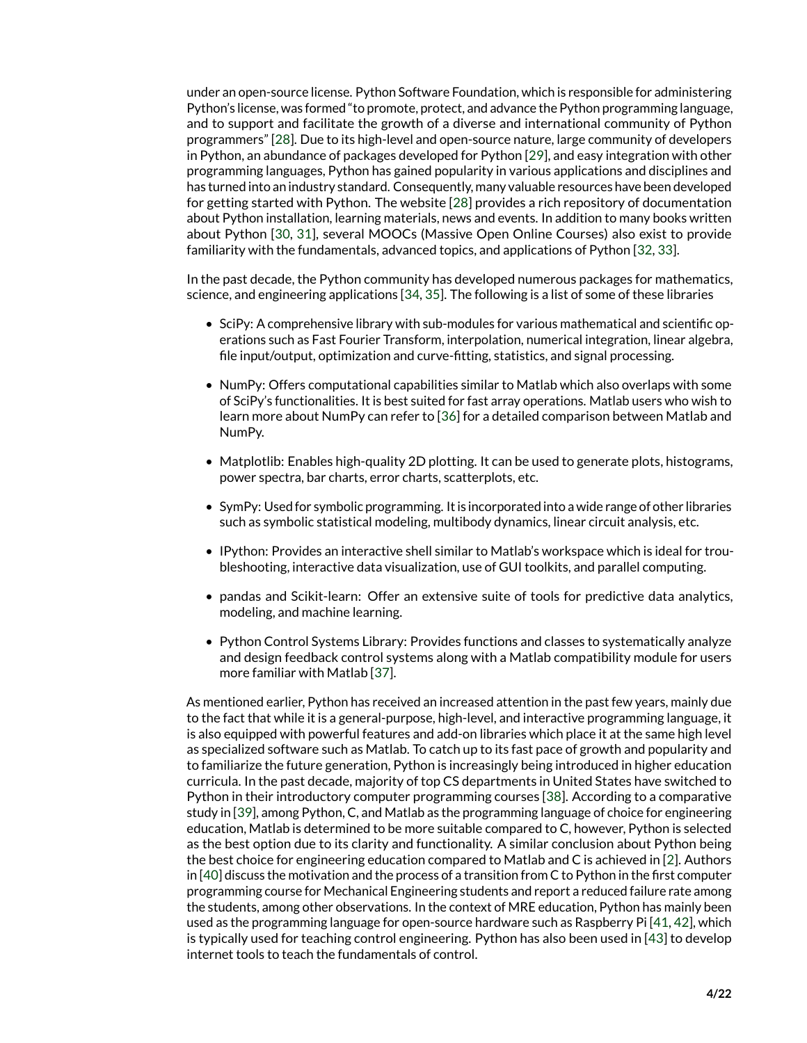under an open-source license. Python Software Foundation, which is responsible for administering Python's license, was formed "to promote, protect, and advance the Python programming language, and to support and facilitate the growth of a diverse and international community of Python programmers" [28]. Due to its high-level and open-source nature, large community of developers in Python, an abundance of packages developed for Python [29], and easy integration with other programming languages, Python has gained popularity in various applications and disciplines and has turned into an industry standard. Consequently, many valuable resources have been developed for getting started with Python. The website [28] provides a rich repository of documentation about Python installation, learning materials, news and events. In addition to many books written about Python [30, 31], several MOOCs (Massive Open Online Courses) also exist to provide familiarity with the fundamentals, advanced topics, and applications of Python [32, 33].

In the past decade, the Python community has developed numerous packages for mathematics, science, and engineering applications [34, 35]. The following is a list of some of these libraries

- SciPy: A comprehensive library with sub-modules for various mathematical and scientific operations such as Fast Fourier Transform, interpolation, numerical integration, linear algebra, file input/output, optimization and curve-fitting, statistics, and signal processing.
- NumPy: Offers computational capabilities similar to Matlab which also overlaps with some of SciPy's functionalities. It is best suited for fast array operations. Matlab users who wish to learn more about NumPy can refer to [36] for a detailed comparison between Matlab and NumPy.
- Matplotlib: Enables high-quality 2D plotting. It can be used to generate plots, histograms, power spectra, bar charts, error charts, scatterplots, etc.
- SymPy: Used for symbolic programming. It is incorporated into a wide range of other libraries such as symbolic statistical modeling, multibody dynamics, linear circuit analysis, etc.
- IPython: Provides an interactive shell similar to Matlab's workspace which is ideal for troubleshooting, interactive data visualization, use of GUI toolkits, and parallel computing.
- pandas and Scikit-learn: Offer an extensive suite of tools for predictive data analytics, modeling, and machine learning.
- Python Control Systems Library: Provides functions and classes to systematically analyze and design feedback control systems along with a Matlab compatibility module for users more familiar with Matlab [37].

As mentioned earlier, Python has received an increased attention in the past few years, mainly due to the fact that while it is a general-purpose, high-level, and interactive programming language, it is also equipped with powerful features and add-on libraries which place it at the same high level as specialized software such as Matlab. To catch up to its fast pace of growth and popularity and to familiarize the future generation, Python is increasingly being introduced in higher education curricula. In the past decade, majority of top CS departments in United States have switched to Python in their introductory computer programming courses [38]. According to a comparative study in [39], among Python, C, and Matlab as the programming language of choice for engineering education, Matlab is determined to be more suitable compared to C, however, Python is selected as the best option due to its clarity and functionality. A similar conclusion about Python being the best choice for engineering education compared to Matlab and C is achieved in [2]. Authors in [40] discuss the motivation and the process of a transition from C to Python in the first computer programming course for Mechanical Engineering students and report a reduced failure rate among the students, among other observations. In the context of MRE education, Python has mainly been used as the programming language for open-source hardware such as Raspberry Pi [41, 42], which is typically used for teaching control engineering. Python has also been used in [43] to develop internet tools to teach the fundamentals of control.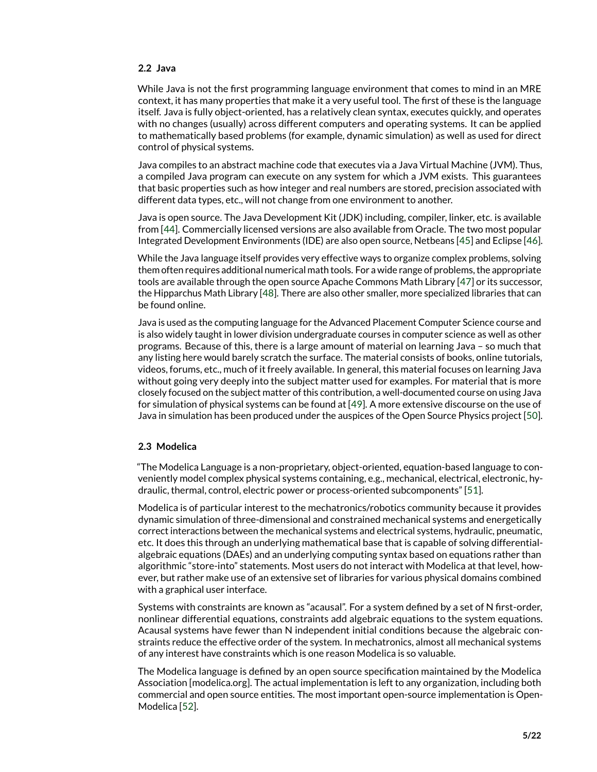### 2.2 Java

While Java is not the first programming language environment that comes to mind in an MRE context, it has many properties that make it a very useful tool. The first of these is the language itself. Java is fully object-oriented, has a relatively clean syntax, executes quickly, and operates with no changes (usually) across different computers and operating systems. It can be applied to mathematically based problems (for example, dynamic simulation) as well as used for direct control of physical systems.

Java compiles to an abstract machine code that executes via a Java Virtual Machine (JVM). Thus, a compiled Java program can execute on any system for which a JVM exists. This guarantees that basic properties such as how integer and real numbers are stored, precision associated with different data types, etc., will not change from one environment to another.

Java is open source. The Java Development Kit (JDK) including, compiler, linker, etc. is available from [44]. Commercially licensed versions are also available from Oracle. The two most popular Integrated Development Environments (IDE) are also open source, Netbeans [45] and Eclipse [46].

While the Java language itself provides very effective ways to organize complex problems, solving them often requires additional numerical math tools. For a wide range of problems, the appropriate tools are available through the open source Apache Commons Math Library [47] or its successor, the Hipparchus Math Library [48]. There are also other smaller, more specialized libraries that can be found online.

Java is used as the computing language for the Advanced Placement Computer Science course and is also widely taught in lower division undergraduate courses in computer science as well as other programs. Because of this, there is a large amount of material on learning Java – so much that any listing here would barely scratch the surface. The material consists of books, online tutorials, videos, forums, etc., much of it freely available. In general, this material focuses on learning Java without going very deeply into the subject matter used for examples. For material that is more closely focused on the subject matter of this contribution, a well-documented course on using Java for simulation of physical systems can be found at [49]. A more extensive discourse on the use of Java in simulation has been produced under the auspices of the Open Source Physics project [50].

### 2.3 Modelica

"The Modelica Language is a non-proprietary, object-oriented, equation-based language to conveniently model complex physical systems containing, e.g., mechanical, electrical, electronic, hydraulic, thermal, control, electric power or process-oriented subcomponents" [51].

Modelica is of particular interest to the mechatronics/robotics community because it provides dynamic simulation of three-dimensional and constrained mechanical systems and energetically correct interactions between the mechanical systems and electrical systems, hydraulic, pneumatic, etc. It does this through an underlying mathematical base that is capable of solving differential-algebraic equations (DAEs) and an underlying computing syntax based on equations rather than algorithmic "store-into" statements. Most users do not interact with Modelica at that level, however, but rather make use of an extensive set of libraries for various physical domains combined with a graphical user interface.

Systems with constraints are known as "acausal". For a system defined by a set of N first-order, nonlinear differential equations, constraints add algebraic equations to the system equations. Acausal systems have fewer than N independent initial conditions because the algebraic constraints reduce the effective order of the system. In mechatronics, almost all mechanical systems of any interest have constraints which is one reason Modelica is so valuable.

The Modelica language is defined by an open source specification maintained by the Modelica Association [modelica.org]. The actual implementation is left to any organization, including both commercial and open source entities. The most important open-source implementation is OpenModelica [52].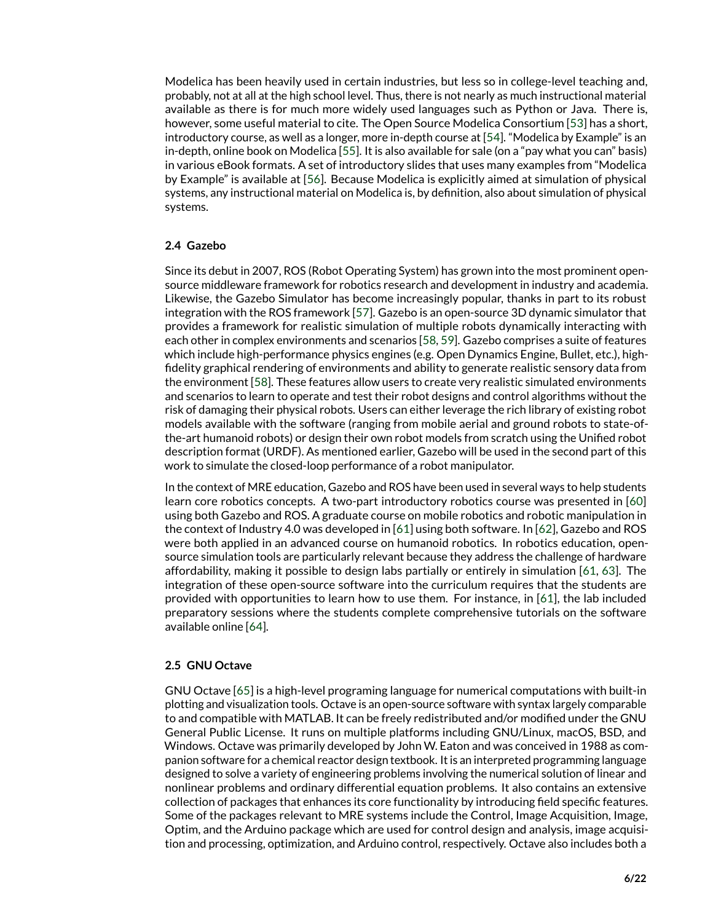Modelica has been heavily used in certain industries, but less so in college-level teaching and, probably, not at all at the high school level. Thus, there is not nearly as much instructional material available as there is for much more widely used languages such as Python or Java. There is, however, some useful material to cite. The Open Source Modelica Consortium [53] has a short, introductory course, as well as a longer, more in-depth course at [54]. "Modelica by Example" is an in-depth, online book on Modelica [55]. It is also available for sale (on a "pay what you can" basis) in various eBook formats. A set of introductory slides that uses many examples from "Modelica by Example" is available at [56]. Because Modelica is explicitly aimed at simulation of physical systems, any instructional material on Modelica is, by definition, also about simulation of physical systems.

### 2.4 Gazebo

Since its debut in 2007, ROS (Robot Operating System) has grown into the most prominent open-source middleware framework for robotics research and development in industry and academia. Likewise, the Gazebo Simulator has become increasingly popular, thanks in part to its robust integration with the ROS framework [57]. Gazebo is an open-source 3D dynamic simulator that provides a framework for realistic simulation of multiple robots dynamically interacting with each other in complex environments and scenarios [58, 59]. Gazebo comprises a suite of features which include high-performance physics engines (e.g. Open Dynamics Engine, Bullet, etc.), high-fidelity graphical rendering of environments and ability to generate realistic sensory data from the environment [58]. These features allow users to create very realistic simulated environments and scenarios to learn to operate and test their robot designs and control algorithms without the risk of damaging their physical robots. Users can either leverage the rich library of existing robot models available with the software (ranging from mobile aerial and ground robots to state-of-the-art humanoid robots) or design their own robot models from scratch using the Unified robot description format (URDF). As mentioned earlier, Gazebo will be used in the second part of this work to simulate the closed-loop performance of a robot manipulator.

In the context of MRE education, Gazebo and ROS have been used in several ways to help students learn core robotics concepts. A two-part introductory robotics course was presented in [60] using both Gazebo and ROS. A graduate course on mobile robotics and robotic manipulation in the context of Industry 4.0 was developed in [61] using both software. In [62], Gazebo and ROS were both applied in an advanced course on humanoid robotics. In robotics education, open-source simulation tools are particularly relevant because they address the challenge of hardware affordability, making it possible to design labs partially or entirely in simulation [61, 63]. The integration of these open-source software into the curriculum requires that the students are provided with opportunities to learn how to use them. For instance, in [61], the lab included preparatory sessions where the students complete comprehensive tutorials on the software available online [64].

### 2.5 GNU Octave

GNU Octave [65] is a high-level programing language for numerical computations with built-in plotting and visualization tools. Octave is an open-source software with syntax largely comparable to and compatible with MATLAB. It can be freely redistributed and/or modified under the GNU General Public License. It runs on multiple platforms including GNU/Linux, macOS, BSD, and Windows. Octave was primarily developed by John W. Eaton and was conceived in 1988 as companion software for a chemical reactor design textbook. It is an interpreted programming language designed to solve a variety of engineering problems involving the numerical solution of linear and nonlinear problems and ordinary differential equation problems. It also contains an extensive collection of packages that enhances its core functionality by introducing field specific features. Some of the packages relevant to MRE systems include the Control, Image Acquisition, Image, Optim, and the Arduino package which are used for control design and analysis, image acquisition and processing, optimization, and Arduino control, respectively. Octave also includes both a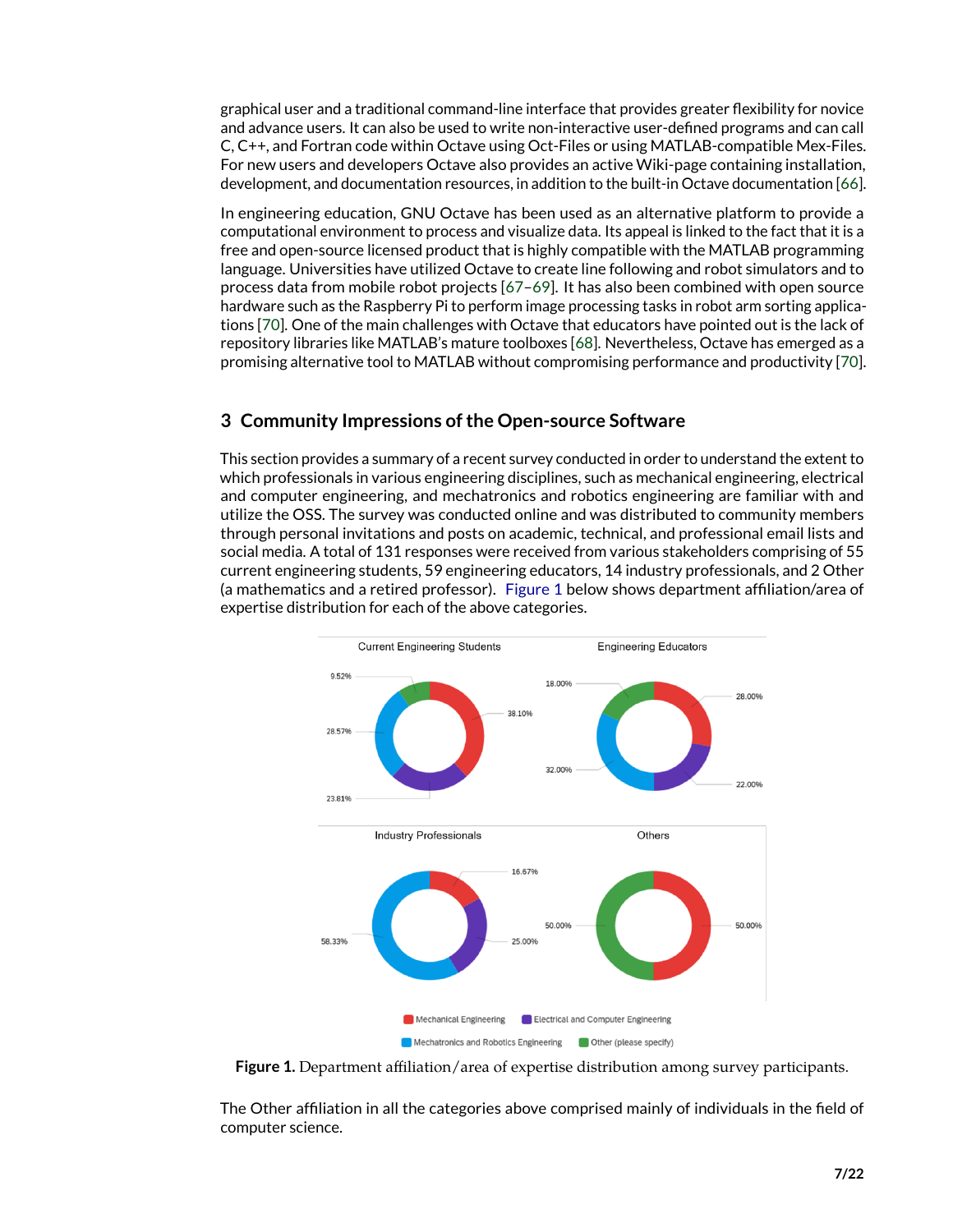graphical user and a traditional command-line interface that provides greater flexibility for novice and advance users. It can also be used to write non-interactive user-defined programs and can call C, C++, and Fortran code within Octave using Oct-Files or using MATLAB-compatible Mex-Files. For new users and developers Octave also provides an active Wiki-page containing installation, development, and documentation resources, in addition to the built-in Octave documentation [66].

In engineering education, GNU Octave has been used as an alternative platform to provide a computational environment to process and visualize data. Its appeal is linked to the fact that it is a free and open-source licensed product that is highly compatible with the MATLAB programming language. Universities have utilized Octave to create line following and robot simulators and to process data from mobile robot projects [67–69]. It has also been combined with open source hardware such as the Raspberry Pi to perform image processing tasks in robot arm sorting applications [70]. One of the main challenges with Octave that educators have pointed out is the lack of repository libraries like MATLAB's mature toolboxes [68]. Nevertheless, Octave has emerged as a promising alternative tool to MATLAB without compromising performance and productivity [70].

## 3 Community Impressions of the Open-source Software

This section provides a summary of a recent survey conducted in order to understand the extent to which professionals in various engineering disciplines, such as mechanical engineering, electrical and computer engineering, and mechatronics and robotics engineering are familiar with and utilize the OSS. The survey was conducted online and was distributed to community members through personal invitations and posts on academic, technical, and professional email lists and social media. A total of 131 responses were received from various stakeholders comprising of 55 current engineering students, 59 engineering educators, 14 industry professionals, and 2 Other (a mathematics and a retired professor). Figure 1 below shows department affiliation/area of expertise distribution for each of the above categories.

| | Mechanical Engineering | Electrical and Computer Engineering | Mechatronics and Robotics Engineering | Other (please specify) |
|---|---|---|---|---|
| Current Engineering Students | 38.10% | 23.81% | 28.57% | 9.52% |
| Engineering Educators | 28.00% | 22.00% | 32.00% | 18.00% |
| Industry Professionals | 16.67% | 25.00% | 58.33% | |
| Others | 50.00% | | | 50.00% |

**Figure 1.** Department affiliation/area of expertise distribution among survey participants.

The Other affiliation in all the categories above comprised mainly of individuals in the field of computer science.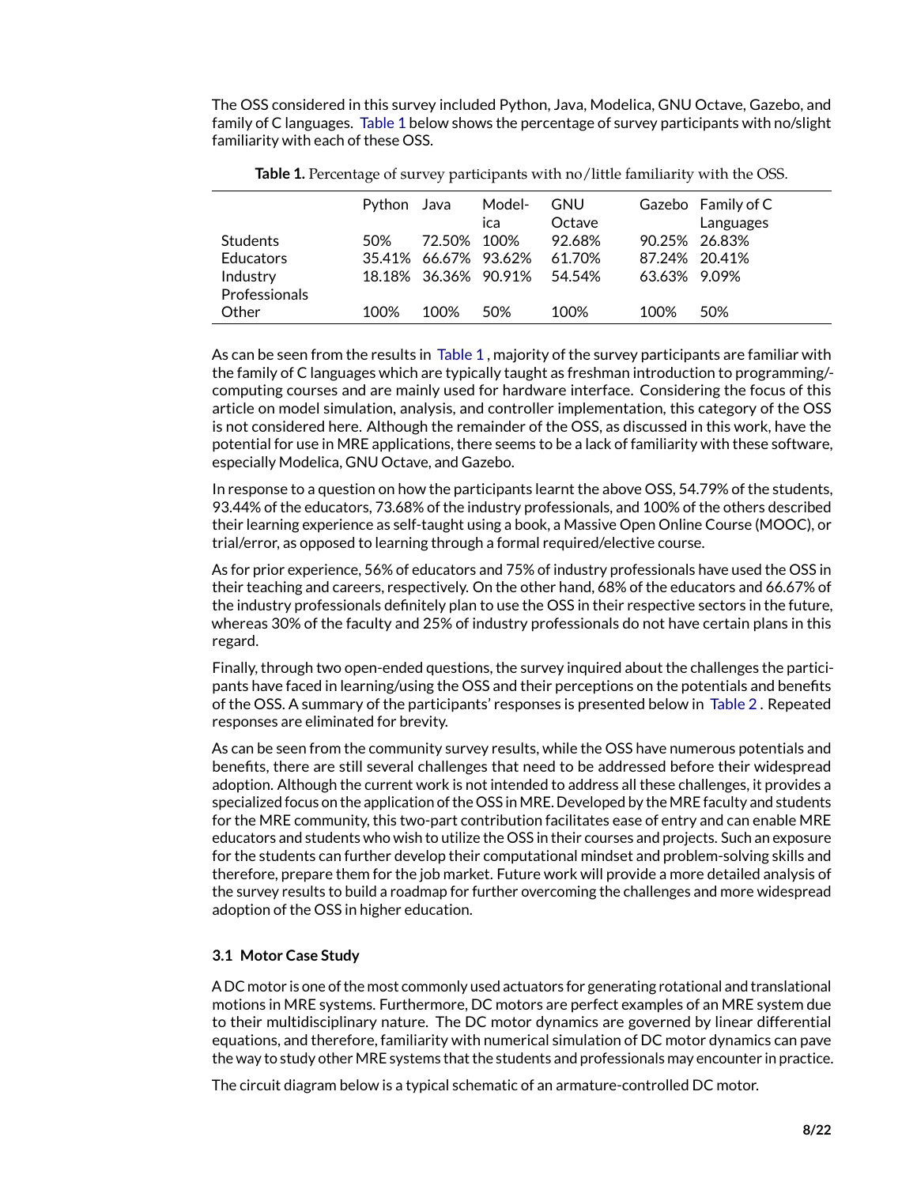The OSS considered in this survey included Python, Java, Modelica, GNU Octave, Gazebo, and family of C languages. Table 1 below shows the percentage of survey participants with no/slight familiarity with each of these OSS.

**Table 1.** Percentage of survey participants with no/little familiarity with the OSS.

| | Python | Java | Modelica | GNU Octave | Gazebo | Family of C Languages |
|---|---|---|---|---|---|---|
| Students | 50% | 72.50% | 100% | 92.68% | 90.25% | 26.83% |
| Educators | 35.41% | 66.67% | 93.62% | 61.70% | 87.24% | 20.41% |
| Industry Professionals | 18.18% | 36.36% | 90.91% | 54.54% | 63.63% | 9.09% |
| Other | 100% | 100% | 50% | 100% | 100% | 50% |

As can be seen from the results in Table 1 , majority of the survey participants are familiar with the family of C languages which are typically taught as freshman introduction to programming/computing courses and are mainly used for hardware interface. Considering the focus of this article on model simulation, analysis, and controller implementation, this category of the OSS is not considered here. Although the remainder of the OSS, as discussed in this work, have the potential for use in MRE applications, there seems to be a lack of familiarity with these software, especially Modelica, GNU Octave, and Gazebo.

In response to a question on how the participants learnt the above OSS, 54.79% of the students, 93.44% of the educators, 73.68% of the industry professionals, and 100% of the others described their learning experience as self-taught using a book, a Massive Open Online Course (MOOC), or trial/error, as opposed to learning through a formal required/elective course.

As for prior experience, 56% of educators and 75% of industry professionals have used the OSS in their teaching and careers, respectively. On the other hand, 68% of the educators and 66.67% of the industry professionals definitely plan to use the OSS in their respective sectors in the future, whereas 30% of the faculty and 25% of industry professionals do not have certain plans in this regard.

Finally, through two open-ended questions, the survey inquired about the challenges the participants have faced in learning/using the OSS and their perceptions on the potentials and benefits of the OSS. A summary of the participants' responses is presented below in Table 2 . Repeated responses are eliminated for brevity.

As can be seen from the community survey results, while the OSS have numerous potentials and benefits, there are still several challenges that need to be addressed before their widespread adoption. Although the current work is not intended to address all these challenges, it provides a specialized focus on the application of the OSS in MRE. Developed by the MRE faculty and students for the MRE community, this two-part contribution facilitates ease of entry and can enable MRE educators and students who wish to utilize the OSS in their courses and projects. Such an exposure for the students can further develop their computational mindset and problem-solving skills and therefore, prepare them for the job market. Future work will provide a more detailed analysis of the survey results to build a roadmap for further overcoming the challenges and more widespread adoption of the OSS in higher education.

### 3.1 Motor Case Study

A DC motor is one of the most commonly used actuators for generating rotational and translational motions in MRE systems. Furthermore, DC motors are perfect examples of an MRE system due to their multidisciplinary nature. The DC motor dynamics are governed by linear differential equations, and therefore, familiarity with numerical simulation of DC motor dynamics can pave the way to study other MRE systems that the students and professionals may encounter in practice.

The circuit diagram below is a typical schematic of an armature-controlled DC motor.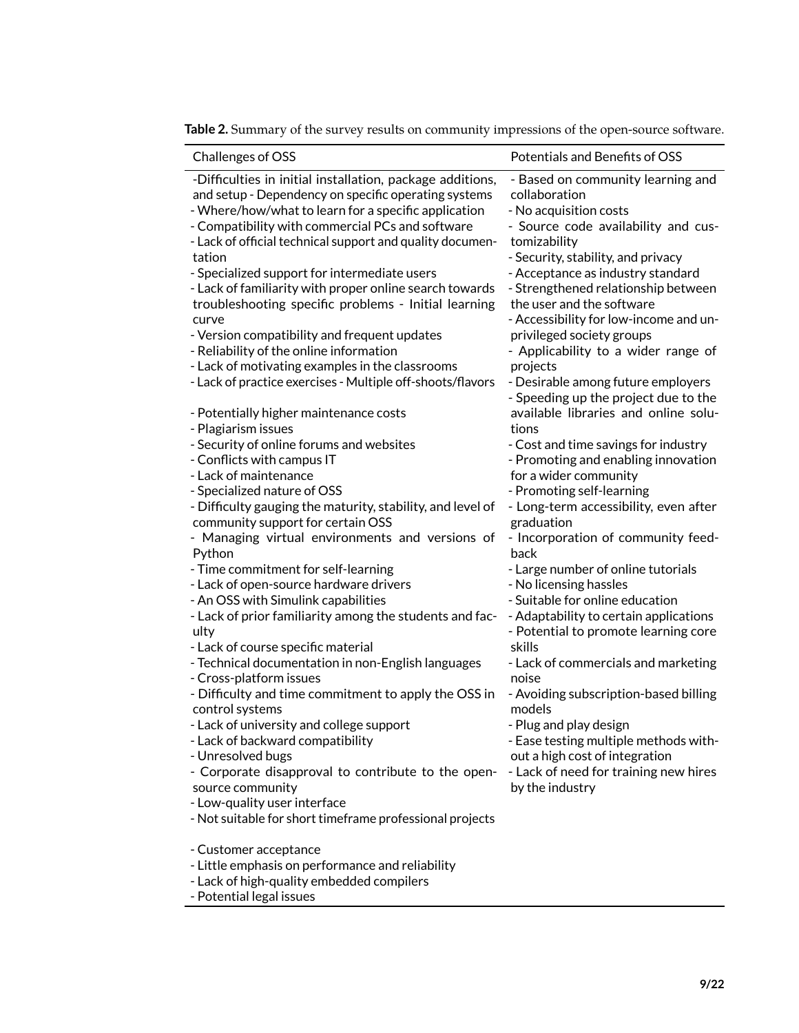**Table 2.** Summary of the survey results on community impressions of the open-source software.

| Challenges of OSS | Potentials and Benefits of OSS |
| --- | --- |
| -Difficulties in initial installation, package additions, and setup - Dependency on specific operating systems<br>- Where/how/what to learn for a specific application<br>- Compatibility with commercial PCs and software<br>- Lack of official technical support and quality documentation<br>- Specialized support for intermediate users<br>- Lack of familiarity with proper online search towards troubleshooting specific problems - Initial learning curve<br>- Version compatibility and frequent updates<br>- Reliability of the online information<br>- Lack of motivating examples in the classrooms<br>- Lack of practice exercises - Multiple off-shoots/flavors<br><br>- Potentially higher maintenance costs<br>- Plagiarism issues<br>- Security of online forums and websites<br>- Conflicts with campus IT<br>- Lack of maintenance<br>- Specialized nature of OSS<br>- Difficulty gauging the maturity, stability, and level of community support for certain OSS<br>- Managing virtual environments and versions of Python<br>- Time commitment for self-learning<br>- Lack of open-source hardware drivers<br>- An OSS with Simulink capabilities<br>- Lack of prior familiarity among the students and faculty<br>- Lack of course specific material<br>- Technical documentation in non-English languages<br>- Cross-platform issues<br>- Difficulty and time commitment to apply the OSS in control systems<br>- Lack of university and college support<br>- Lack of backward compatibility<br>- Unresolved bugs<br>- Corporate disapproval to contribute to the open-source community<br>- Low-quality user interface<br>- Not suitable for short timeframe professional projects<br><br>- Customer acceptance<br>- Little emphasis on performance and reliability<br>- Lack of high-quality embedded compilers<br>- Potential legal issues | - Based on community learning and collaboration<br>- No acquisition costs<br>- Source code availability and customizability<br>- Security, stability, and privacy<br>- Acceptance as industry standard<br>- Strengthened relationship between the user and the software<br>- Accessibility for low-income and unprivileged society groups<br>- Applicability to a wider range of projects<br>- Desirable among future employers<br>- Speeding up the project due to the available libraries and online solutions<br>- Cost and time savings for industry<br>- Promoting and enabling innovation for a wider community<br>- Promoting self-learning<br>- Long-term accessibility, even after graduation<br>- Incorporation of community feedback<br>- Large number of online tutorials<br>- No licensing hassles<br>- Suitable for online education<br>- Adaptability to certain applications<br>- Potential to promote learning core skills<br>- Lack of commercials and marketing noise<br>- Avoiding subscription-based billing models<br>- Plug and play design<br>- Ease testing multiple methods without a high cost of integration<br>- Lack of need for training new hires by the industry |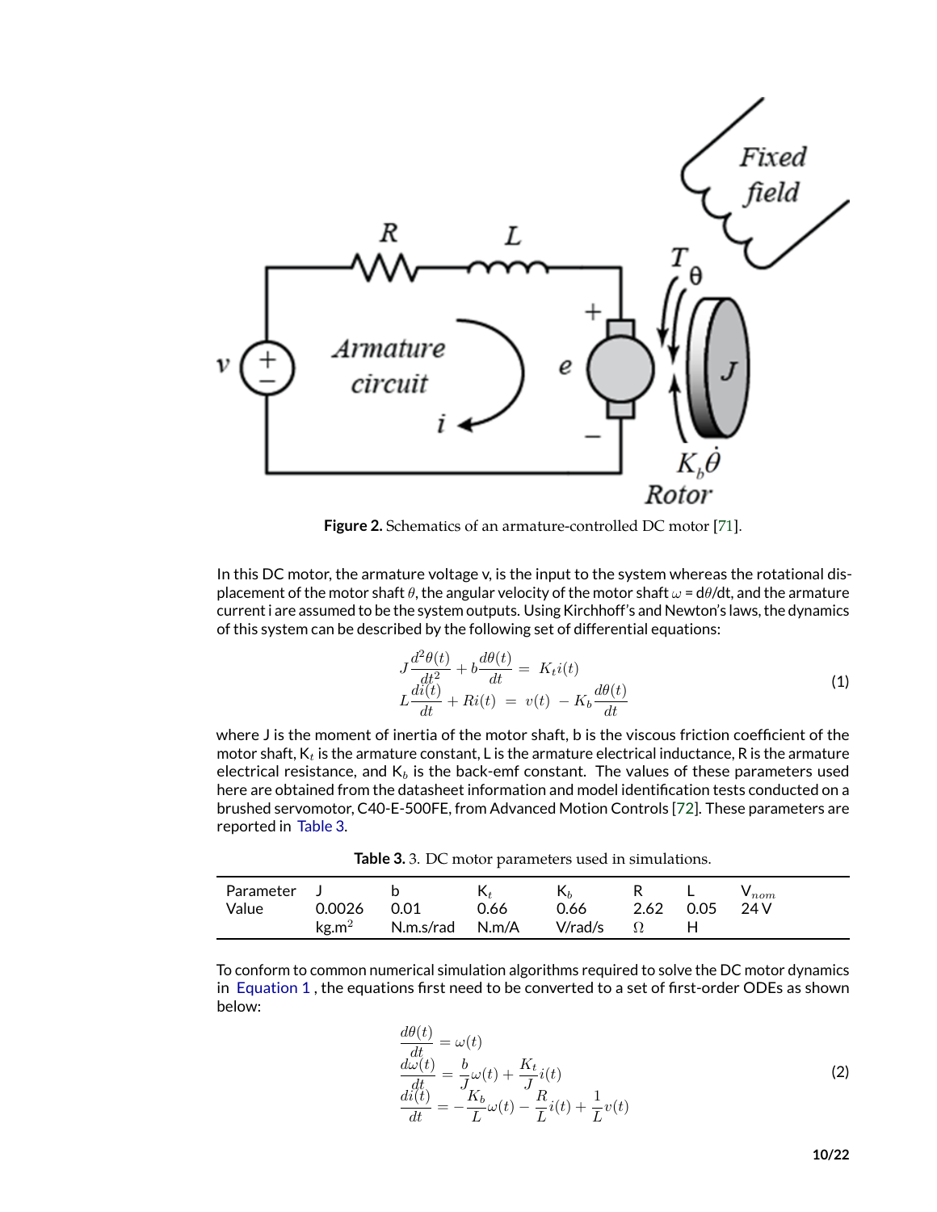**Figure 2.** Schematics of an armature-controlled DC motor [71].

In this DC motor, the armature voltage v, is the input to the system whereas the rotational displacement of the motor shaft $\theta$, the angular velocity of the motor shaft $\omega$ = d$\theta$/dt, and the armature current i are assumed to be the system outputs. Using Kirchhoff's and Newton's laws, the dynamics of this system can be described by the following set of differential equations:

$$
\begin{aligned}
J\frac{d^2\theta(t)}{dt^2} + b\frac{d\theta(t)}{dt} &= K_t i(t) \\
L\frac{di(t)}{dt} + Ri(t) &= v(t) - K_b\frac{d\theta(t)}{dt}
\end{aligned}
\tag{1}
$$

where J is the moment of inertia of the motor shaft, b is the viscous friction coefficient of the motor shaft, $K_t$ is the armature constant, L is the armature electrical inductance, R is the armature electrical resistance, and $K_b$ is the back-emf constant. The values of these parameters used here are obtained from the datasheet information and model identification tests conducted on a brushed servomotor, C40-E-500FE, from Advanced Motion Controls [72]. These parameters are reported in Table 3.

**Table 3.** 3. DC motor parameters used in simulations.

| Parameter | J | b | $K_t$ | $K_b$ | R | L | $V_{nom}$ |
|---|---|---|---|---|---|---|---|
| Value | 0.0026 | 0.01 | 0.66 | 0.66 | 2.62 | 0.05 | 24 V |
| | kg.m$^2$ | N.m.s/rad | N.m/A | V/rad/s | $\Omega$ | H | |

To conform to common numerical simulation algorithms required to solve the DC motor dynamics in Equation 1 , the equations first need to be converted to a set of first-order ODEs as shown below:

$$
\begin{aligned}
\frac{d\theta(t)}{dt} &= \omega(t) \\
\frac{d\omega(t)}{dt} &= \frac{b}{J}\omega(t) + \frac{K_t}{J}i(t) \\
\frac{di(t)}{dt} &= -\frac{K_b}{L}\omega(t) - \frac{R}{L}i(t) + \frac{1}{L}v(t)
\end{aligned}
\tag{2}
$$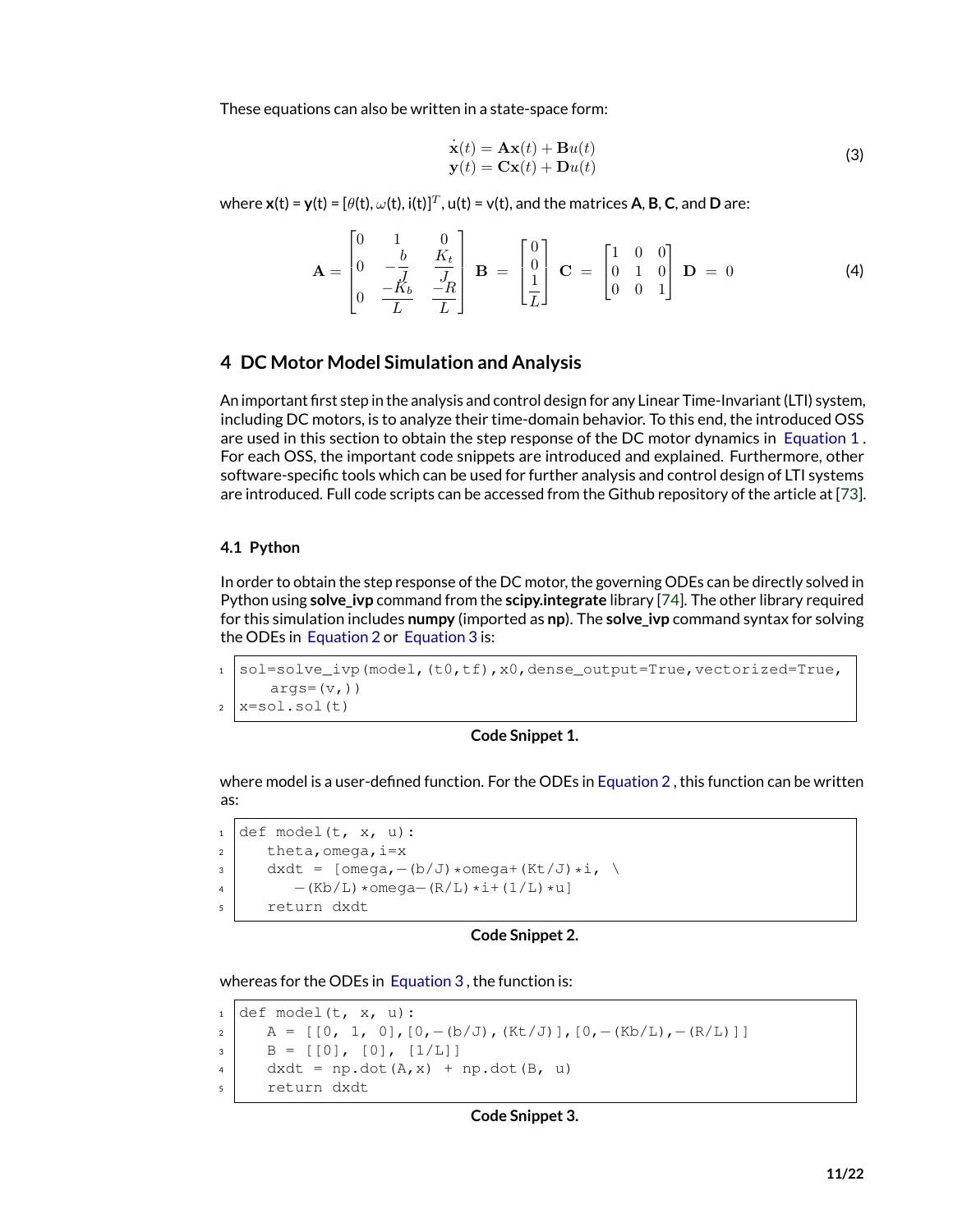These equations can also be written in a state-space form:

$$
\begin{aligned}
\dot{\mathbf{x}}(t) &= \mathbf{A}\mathbf{x}(t) + \mathbf{B}u(t) \\
\mathbf{y}(t) &= \mathbf{C}\mathbf{x}(t) + \mathbf{D}u(t)
\end{aligned} \tag{3}
$$

where $\mathbf{x}$(t) = $\mathbf{y}$(t) = $[\theta(t), \omega(t), i(t)]^T$, u(t) = v(t), and the matrices **A**, **B**, **C**, and **D** are:

$$
\mathbf{A} = \begin{bmatrix} 0 & 1 & 0 \\ 0 & -\dfrac{b}{J} & \dfrac{K_t}{J} \\ 0 & \dfrac{-K_b}{L} & \dfrac{-R}{L} \end{bmatrix} \quad \mathbf{B} = \begin{bmatrix} 0 \\ 0 \\ \dfrac{1}{L} \end{bmatrix} \quad \mathbf{C} = \begin{bmatrix} 1 & 0 & 0 \\ 0 & 1 & 0 \\ 0 & 0 & 1 \end{bmatrix} \quad \mathbf{D} = 0 \tag{4}
$$

## 4 DC Motor Model Simulation and Analysis

An important first step in the analysis and control design for any Linear Time-Invariant (LTI) system, including DC motors, is to analyze their time-domain behavior. To this end, the introduced OSS are used in this section to obtain the step response of the DC motor dynamics in Equation 1 . For each OSS, the important code snippets are introduced and explained. Furthermore, other software-specific tools which can be used for further analysis and control design of LTI systems are introduced. Full code scripts can be accessed from the Github repository of the article at [73].

### 4.1 Python

In order to obtain the step response of the DC motor, the governing ODEs can be directly solved in Python using **solve_ivp** command from the **scipy.integrate** library [74]. The other library required for this simulation includes **numpy** (imported as **np**). The **solve_ivp** command syntax for solving the ODEs in Equation 2 or Equation 3 is:

```
sol=solve_ivp(model,(t0,tf),x0,dense_output=True,vectorized=True,
    args=(v,))
x=sol.sol(t)
```

**Code Snippet 1.**

where model is a user-defined function. For the ODEs in Equation 2 , this function can be written as:

```
def model(t, x, u):
    theta,omega,i=x
    dxdt = [omega,-(b/J)*omega+(Kt/J)*i, \
        -(Kb/L)*omega-(R/L)*i+(1/L)*u]
    return dxdt
```

**Code Snippet 2.**

whereas for the ODEs in Equation 3 , the function is:

```
def model(t, x, u):
    A = [[0, 1, 0],[0,-(b/J),(Kt/J)],[0,-(Kb/L),-(R/L)]]
    B = [[0], [0], [1/L]]
    dxdt = np.dot(A,x) + np.dot(B, u)
    return dxdt
```

**Code Snippet 3.**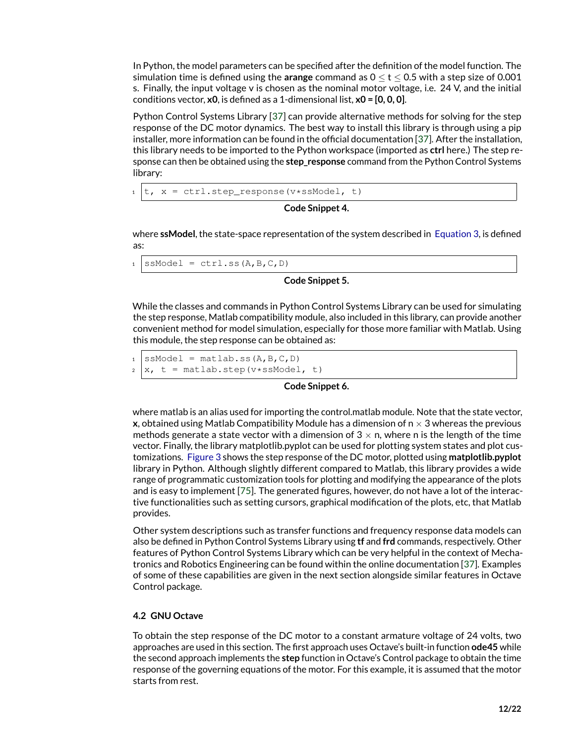In Python, the model parameters can be specified after the definition of the model function. The simulation time is defined using the **arange** command as $0 \leq t \leq 0.5$ with a step size of 0.001 s. Finally, the input voltage v is chosen as the nominal motor voltage, i.e. 24 V, and the initial conditions vector, **x0**, is defined as a 1-dimensional list, **x0 = [0, 0, 0]**.

Python Control Systems Library [37] can provide alternative methods for solving for the step response of the DC motor dynamics. The best way to install this library is through using a pip installer, more information can be found in the official documentation [37]. After the installation, this library needs to be imported to the Python workspace (imported as **ctrl** here.) The step response can then be obtained using the **step_response** command from the Python Control Systems library:

```
t, x = ctrl.step_response(v*ssModel, t)
```

**Code Snippet 4.**

where **ssModel**, the state-space representation of the system described in Equation 3, is defined as:

```
ssModel = ctrl.ss(A,B,C,D)
```

**Code Snippet 5.**

While the classes and commands in Python Control Systems Library can be used for simulating the step response, Matlab compatibility module, also included in this library, can provide another convenient method for model simulation, especially for those more familiar with Matlab. Using this module, the step response can be obtained as:

```
ssModel = matlab.ss(A,B,C,D)
x, t = matlab.step(v*ssModel, t)
```

**Code Snippet 6.**

where matlab is an alias used for importing the control.matlab module. Note that the state vector, **x**, obtained using Matlab Compatibility Module has a dimension of $n \times 3$ whereas the previous methods generate a state vector with a dimension of $3 \times n$, where n is the length of the time vector. Finally, the library matplotlib.pyplot can be used for plotting system states and plot customizations. Figure 3 shows the step response of the DC motor, plotted using **matplotlib.pyplot** library in Python. Although slightly different compared to Matlab, this library provides a wide range of programmatic customization tools for plotting and modifying the appearance of the plots and is easy to implement [75]. The generated figures, however, do not have a lot of the interactive functionalities such as setting cursors, graphical modification of the plots, etc, that Matlab provides.

Other system descriptions such as transfer functions and frequency response data models can also be defined in Python Control Systems Library using **tf** and **frd** commands, respectively. Other features of Python Control Systems Library which can be very helpful in the context of Mechatronics and Robotics Engineering can be found within the online documentation [37]. Examples of some of these capabilities are given in the next section alongside similar features in Octave Control package.

### 4.2 GNU Octave

To obtain the step response of the DC motor to a constant armature voltage of 24 volts, two approaches are used in this section. The first approach uses Octave's built-in function **ode45** while the second approach implements the **step** function in Octave's Control package to obtain the time response of the governing equations of the motor. For this example, it is assumed that the motor starts from rest.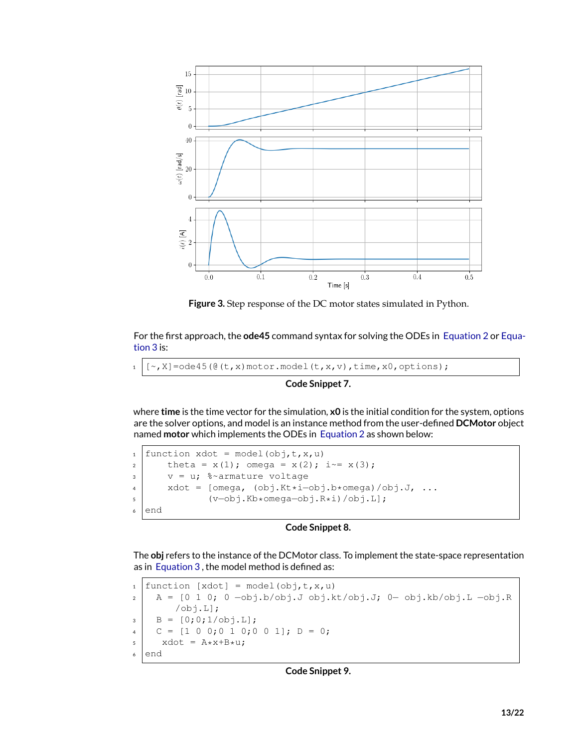Figure 3. Step response of the DC motor states simulated in Python.

For the first approach, the **ode45** command syntax for solving the ODEs in Equation 2 or Equation 3 is:

```
[~,X]=ode45(@(t,x)motor.model(t,x,v),time,x0,options);
```

**Code Snippet 7.**

where **time** is the time vector for the simulation, **x0** is the initial condition for the system, options are the solver options, and model is an instance method from the user-defined **DCMotor** object named **motor** which implements the ODEs in Equation 2 as shown below:

```
function xdot = model(obj,t,x,u)
    theta = x(1); omega = x(2); i~= x(3);
    v = u; %~armature voltage
    xdot = [omega, (obj.Kt*i-obj.b*omega)/obj.J, ...
           (v-obj.Kb*omega-obj.R*i)/obj.L];
end
```

**Code Snippet 8.**

The **obj** refers to the instance of the DCMotor class. To implement the state-space representation as in Equation 3 , the model method is defined as:

```
function [xdot] = model(obj,t,x,u)
  A = [0 1 0; 0 -obj.b/obj.J obj.kt/obj.J; 0- obj.kb/obj.L -obj.R
     /obj.L];
  B = [0;0;1/obj.L];
  C = [1 0 0;0 1 0;0 0 1]; D = 0;
   xdot = A*x+B*u;
end
```

**Code Snippet 9.**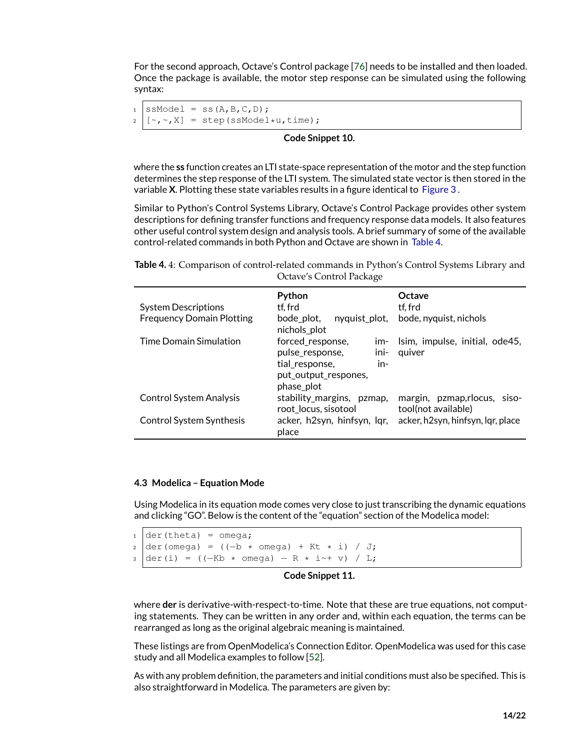For the second approach, Octave's Control package [76] needs to be installed and then loaded. Once the package is available, the motor step response can be simulated using the following syntax:

```
ssModel = ss(A,B,C,D);
[~,~,X] = step(ssModel*u,time);
```

**Code Snippet 10.**

where the **ss** function creates an LTI state-space representation of the motor and the step function determines the step response of the LTI system. The simulated state vector is then stored in the variable **X**. Plotting these state variables results in a figure identical to Figure 3 .

Similar to Python's Control Systems Library, Octave's Control Package provides other system descriptions for defining transfer functions and frequency response data models. It also features other useful control system design and analysis tools. A brief summary of some of the available control-related commands in both Python and Octave are shown in Table 4.

**Table 4.** 4: Comparison of control-related commands in Python's Control Systems Library and Octave's Control Package

| | Python | Octave |
|---|---|---|
| System Descriptions | tf, frd | tf, frd |
| Frequency Domain Plotting | bode_plot, nyquist_plot, nichols_plot | bode, nyquist, nichols |
| Time Domain Simulation | forced_response, impulse_response, initial_response, input_output_respones, phase_plot | lsim, impulse, initial, ode45, quiver |
| Control System Analysis | stability_margins, pzmap, root_locus, sisotool | margin, pzmap,rlocus, sisotool(not available) |
| Control System Synthesis | acker, h2syn, hinfsyn, lqr, place | acker, h2syn, hinfsyn, lqr, place |

### 4.3 Modelica – Equation Mode

Using Modelica in its equation mode comes very close to just transcribing the dynamic equations and clicking "GO". Below is the content of the "equation" section of the Modelica model:

```
der(theta) = omega;
der(omega) = ((-b * omega) + Kt * i) / J;
der(i) = ((-Kb * omega) - R * i~+ v) / L;
```

**Code Snippet 11.**

where **der** is derivative-with-respect-to-time. Note that these are true equations, not computing statements. They can be written in any order and, within each equation, the terms can be rearranged as long as the original algebraic meaning is maintained.

These listings are from OpenModelica's Connection Editor. OpenModelica was used for this case study and all Modelica examples to follow [52].

As with any problem definition, the parameters and initial conditions must also be specified. This is also straightforward in Modelica. The parameters are given by: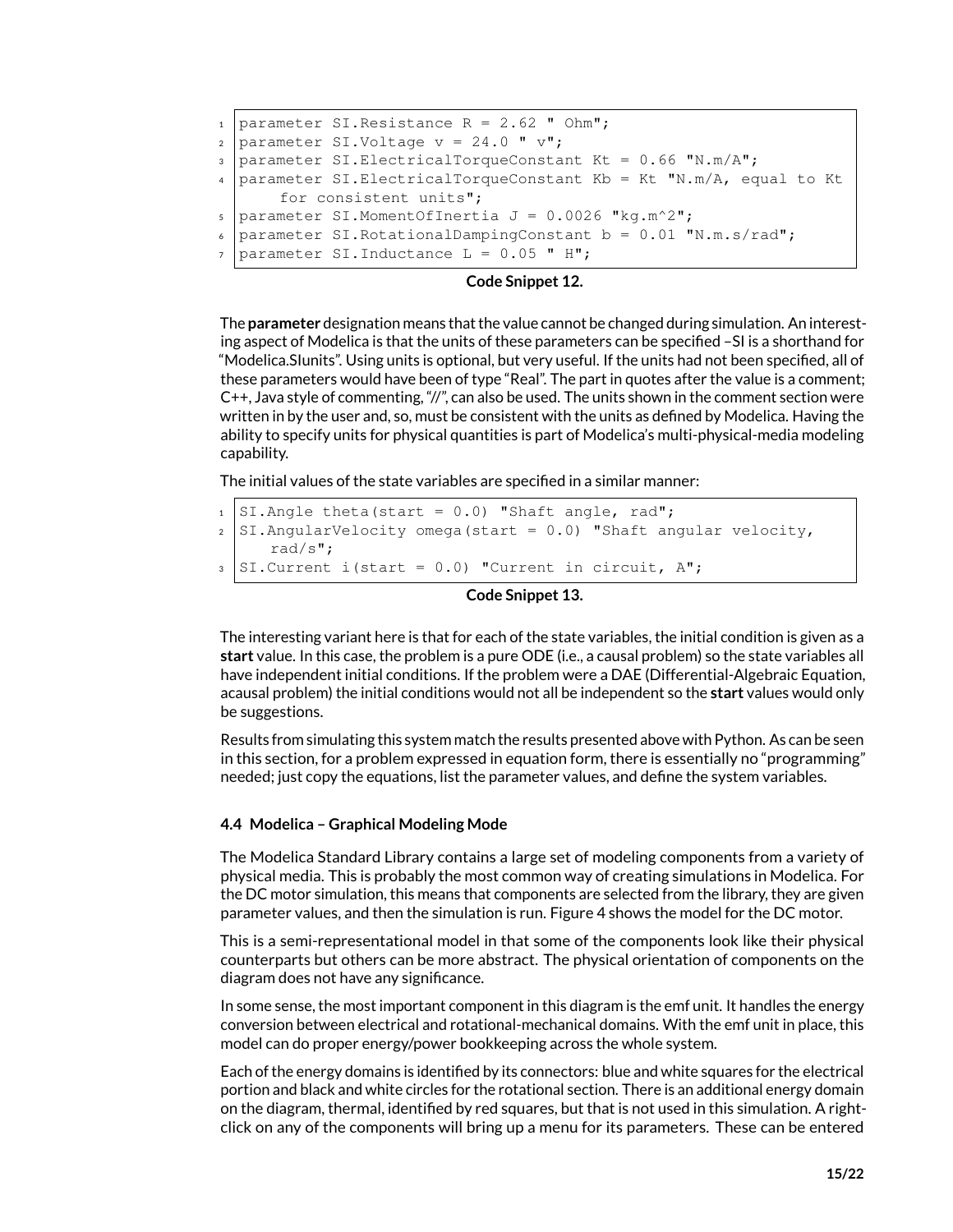```
parameter SI.Resistance R = 2.62 " Ohm";
parameter SI.Voltage v = 24.0 " v";
parameter SI.ElectricalTorqueConstant Kt = 0.66 "N.m/A";
parameter SI.ElectricalTorqueConstant Kb = Kt "N.m/A, equal to Kt
    for consistent units";
parameter SI.MomentOfInertia J = 0.0026 "kg.m^2";
parameter SI.RotationalDampingConstant b = 0.01 "N.m.s/rad";
parameter SI.Inductance L = 0.05 " H";
```

**Code Snippet 12.**

The **parameter** designation means that the value cannot be changed during simulation. An interesting aspect of Modelica is that the units of these parameters can be specified –SI is a shorthand for "Modelica.SIunits". Using units is optional, but very useful. If the units had not been specified, all of these parameters would have been of type "Real". The part in quotes after the value is a comment; C++, Java style of commenting, "//", can also be used. The units shown in the comment section were written in by the user and, so, must be consistent with the units as defined by Modelica. Having the ability to specify units for physical quantities is part of Modelica's multi-physical-media modeling capability.

The initial values of the state variables are specified in a similar manner:

```
SI.Angle theta(start = 0.0) "Shaft angle, rad";
SI.AngularVelocity omega(start = 0.0) "Shaft angular velocity,
    rad/s";
SI.Current i(start = 0.0) "Current in circuit, A";
```

**Code Snippet 13.**

The interesting variant here is that for each of the state variables, the initial condition is given as a **start** value. In this case, the problem is a pure ODE (i.e., a causal problem) so the state variables all have independent initial conditions. If the problem were a DAE (Differential-Algebraic Equation, acausal problem) the initial conditions would not all be independent so the **start** values would only be suggestions.

Results from simulating this system match the results presented above with Python. As can be seen in this section, for a problem expressed in equation form, there is essentially no "programming" needed; just copy the equations, list the parameter values, and define the system variables.

### 4.4 Modelica – Graphical Modeling Mode

The Modelica Standard Library contains a large set of modeling components from a variety of physical media. This is probably the most common way of creating simulations in Modelica. For the DC motor simulation, this means that components are selected from the library, they are given parameter values, and then the simulation is run. Figure 4 shows the model for the DC motor.

This is a semi-representational model in that some of the components look like their physical counterparts but others can be more abstract. The physical orientation of components on the diagram does not have any significance.

In some sense, the most important component in this diagram is the emf unit. It handles the energy conversion between electrical and rotational-mechanical domains. With the emf unit in place, this model can do proper energy/power bookkeeping across the whole system.

Each of the energy domains is identified by its connectors: blue and white squares for the electrical portion and black and white circles for the rotational section. There is an additional energy domain on the diagram, thermal, identified by red squares, but that is not used in this simulation. A right-click on any of the components will bring up a menu for its parameters. These can be entered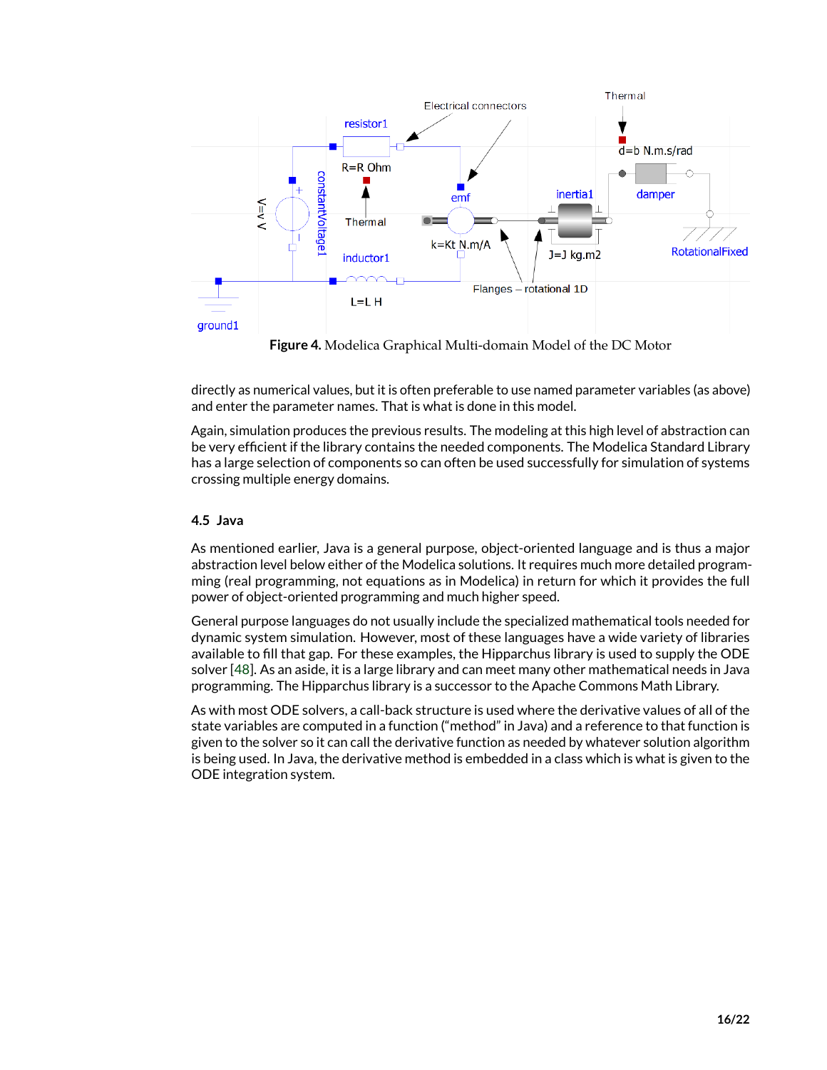**Figure 4.** Modelica Graphical Multi-domain Model of the DC Motor

directly as numerical values, but it is often preferable to use named parameter variables (as above) and enter the parameter names. That is what is done in this model.

Again, simulation produces the previous results. The modeling at this high level of abstraction can be very efficient if the library contains the needed components. The Modelica Standard Library has a large selection of components so can often be used successfully for simulation of systems crossing multiple energy domains.

### 4.5 Java

As mentioned earlier, Java is a general purpose, object-oriented language and is thus a major abstraction level below either of the Modelica solutions. It requires much more detailed programming (real programming, not equations as in Modelica) in return for which it provides the full power of object-oriented programming and much higher speed.

General purpose languages do not usually include the specialized mathematical tools needed for dynamic system simulation. However, most of these languages have a wide variety of libraries available to fill that gap. For these examples, the Hipparchus library is used to supply the ODE solver [48]. As an aside, it is a large library and can meet many other mathematical needs in Java programming. The Hipparchus library is a successor to the Apache Commons Math Library.

As with most ODE solvers, a call-back structure is used where the derivative values of all of the state variables are computed in a function ("method" in Java) and a reference to that function is given to the solver so it can call the derivative function as needed by whatever solution algorithm is being used. In Java, the derivative method is embedded in a class which is what is given to the ODE integration system.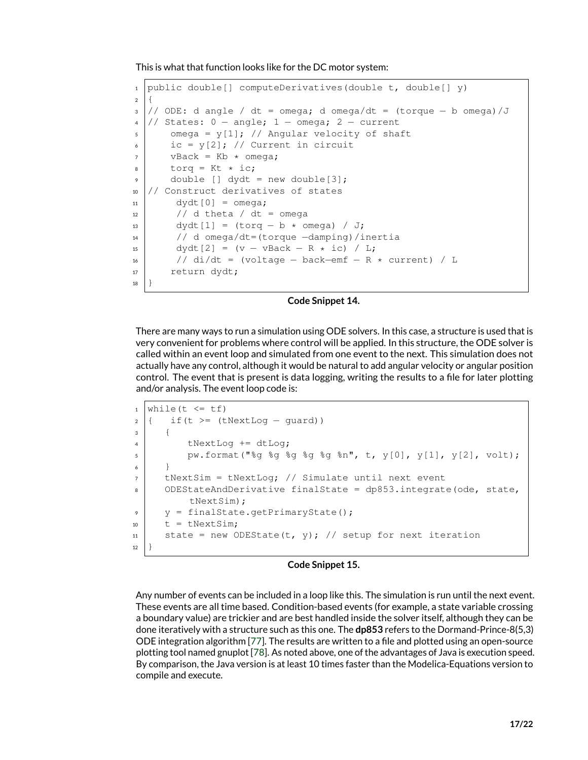This is what that function looks like for the DC motor system:

```
public double[] computeDerivatives(double t, double[] y)
{
// ODE: d angle / dt = omega; d omega/dt = (torque - b omega)/J
// States: 0 - angle; 1 - omega; 2 - current
    omega = y[1]; // Angular velocity of shaft
    ic = y[2]; // Current in circuit
    vBack = Kb * omega;
    torq = Kt * ic;
    double [] dydt = new double[3];
// Construct derivatives of states
     dydt[0] = omega;
     // d theta / dt = omega
     dydt[1] = (torq - b * omega) / J;
     // d omega/dt=(torque -damping)/inertia
     dydt[2] = (v - vBack - R * ic) / L;
     // di/dt = (voltage - back-emf - R * current) / L
    return dydt;
}
```

**Code Snippet 14.**

There are many ways to run a simulation using ODE solvers. In this case, a structure is used that is very convenient for problems where control will be applied. In this structure, the ODE solver is called within an event loop and simulated from one event to the next. This simulation does not actually have any control, although it would be natural to add angular velocity or angular position control. The event that is present is data logging, writing the results to a file for later plotting and/or analysis. The event loop code is:

```
while(t <= tf)
{   if(t >= (tNextLog - guard))
    {
        tNextLog += dtLog;
        pw.format("%g %g %g %g %g %n", t, y[0], y[1], y[2], volt);
    }
    tNextSim = tNextLog; // Simulate until next event
    ODEStateAndDerivative finalState = dp853.integrate(ode, state,
         tNextSim);
    y = finalState.getPrimaryState();
    t = tNextSim;
    state = new ODEState(t, y); // setup for next iteration
}
```

**Code Snippet 15.**

Any number of events can be included in a loop like this. The simulation is run until the next event. These events are all time based. Condition-based events (for example, a state variable crossing a boundary value) are trickier and are best handled inside the solver itself, although they can be done iteratively with a structure such as this one. The **dp853** refers to the Dormand-Prince-8(5,3) ODE integration algorithm [77]. The results are written to a file and plotted using an open-source plotting tool named gnuplot [78]. As noted above, one of the advantages of Java is execution speed. By comparison, the Java version is at least 10 times faster than the Modelica-Equations version to compile and execute.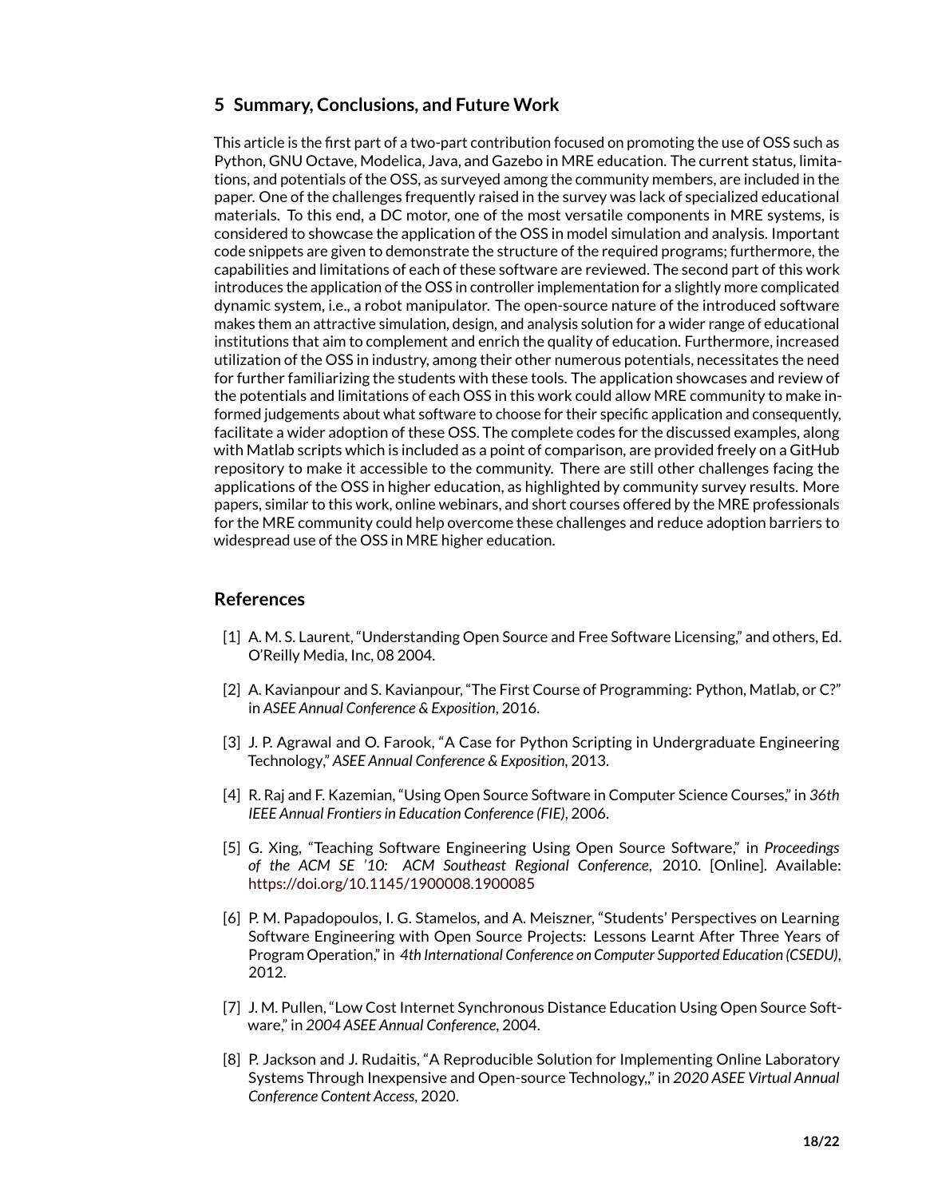## 5 Summary, Conclusions, and Future Work

This article is the first part of a two-part contribution focused on promoting the use of OSS such as Python, GNU Octave, Modelica, Java, and Gazebo in MRE education. The current status, limitations, and potentials of the OSS, as surveyed among the community members, are included in the paper. One of the challenges frequently raised in the survey was lack of specialized educational materials. To this end, a DC motor, one of the most versatile components in MRE systems, is considered to showcase the application of the OSS in model simulation and analysis. Important code snippets are given to demonstrate the structure of the required programs; furthermore, the capabilities and limitations of each of these software are reviewed. The second part of this work introduces the application of the OSS in controller implementation for a slightly more complicated dynamic system, i.e., a robot manipulator. The open-source nature of the introduced software makes them an attractive simulation, design, and analysis solution for a wider range of educational institutions that aim to complement and enrich the quality of education. Furthermore, increased utilization of the OSS in industry, among their other numerous potentials, necessitates the need for further familiarizing the students with these tools. The application showcases and review of the potentials and limitations of each OSS in this work could allow MRE community to make informed judgements about what software to choose for their specific application and consequently, facilitate a wider adoption of these OSS. The complete codes for the discussed examples, along with Matlab scripts which is included as a point of comparison, are provided freely on a GitHub repository to make it accessible to the community. There are still other challenges facing the applications of the OSS in higher education, as highlighted by community survey results. More papers, similar to this work, online webinars, and short courses offered by the MRE professionals for the MRE community could help overcome these challenges and reduce adoption barriers to widespread use of the OSS in MRE higher education.

## References

[1] A. M. S. Laurent, "Understanding Open Source and Free Software Licensing," and others, Ed. O'Reilly Media, Inc, 08 2004.

[2] A. Kavianpour and S. Kavianpour, "The First Course of Programming: Python, Matlab, or C?" in *ASEE Annual Conference & Exposition*, 2016.

[3] J. P. Agrawal and O. Farook, "A Case for Python Scripting in Undergraduate Engineering Technology," *ASEE Annual Conference & Exposition*, 2013.

[4] R. Raj and F. Kazemian, "Using Open Source Software in Computer Science Courses," in *36th IEEE Annual Frontiers in Education Conference (FIE)*, 2006.

[5] G. Xing, "Teaching Software Engineering Using Open Source Software," in *Proceedings of the ACM SE '10: ACM Southeast Regional Conference*, 2010. [Online]. Available: https://doi.org/10.1145/1900008.1900085

[6] P. M. Papadopoulos, I. G. Stamelos, and A. Meiszner, "Students' Perspectives on Learning Software Engineering with Open Source Projects: Lessons Learnt After Three Years of Program Operation," in *4th International Conference on Computer Supported Education (CSEDU)*, 2012.

[7] J. M. Pullen, "Low Cost Internet Synchronous Distance Education Using Open Source Software," in *2004 ASEE Annual Conference*, 2004.

[8] P. Jackson and J. Rudaitis, "A Reproducible Solution for Implementing Online Laboratory Systems Through Inexpensive and Open-source Technology,," in *2020 ASEE Virtual Annual Conference Content Access*, 2020.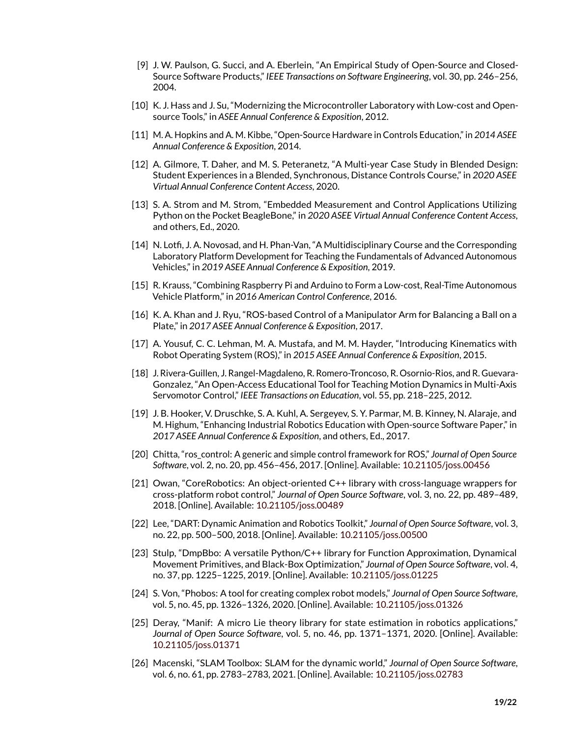[9] J. W. Paulson, G. Succi, and A. Eberlein, "An Empirical Study of Open-Source and Closed-Source Software Products," *IEEE Transactions on Software Engineering*, vol. 30, pp. 246–256, 2004.

[10] K. J. Hass and J. Su, "Modernizing the Microcontroller Laboratory with Low-cost and Open-source Tools," in *ASEE Annual Conference & Exposition*, 2012.

[11] M. A. Hopkins and A. M. Kibbe, "Open-Source Hardware in Controls Education," in *2014 ASEE Annual Conference & Exposition*, 2014.

[12] A. Gilmore, T. Daher, and M. S. Peteranetz, "A Multi-year Case Study in Blended Design: Student Experiences in a Blended, Synchronous, Distance Controls Course," in *2020 ASEE Virtual Annual Conference Content Access*, 2020.

[13] S. A. Strom and M. Strom, "Embedded Measurement and Control Applications Utilizing Python on the Pocket BeagleBone," in *2020 ASEE Virtual Annual Conference Content Access*, and others, Ed., 2020.

[14] N. Lotfi, J. A. Novosad, and H. Phan-Van, "A Multidisciplinary Course and the Corresponding Laboratory Platform Development for Teaching the Fundamentals of Advanced Autonomous Vehicles," in *2019 ASEE Annual Conference & Exposition*, 2019.

[15] R. Krauss, "Combining Raspberry Pi and Arduino to Form a Low-cost, Real-Time Autonomous Vehicle Platform," in *2016 American Control Conference*, 2016.

[16] K. A. Khan and J. Ryu, "ROS-based Control of a Manipulator Arm for Balancing a Ball on a Plate," in *2017 ASEE Annual Conference & Exposition*, 2017.

[17] A. Yousuf, C. C. Lehman, M. A. Mustafa, and M. M. Hayder, "Introducing Kinematics with Robot Operating System (ROS)," in *2015 ASEE Annual Conference & Exposition*, 2015.

[18] J. Rivera-Guillen, J. Rangel-Magdaleno, R. Romero-Troncoso, R. Osornio-Rios, and R. Guevara-Gonzalez, "An Open-Access Educational Tool for Teaching Motion Dynamics in Multi-Axis Servomotor Control," *IEEE Transactions on Education*, vol. 55, pp. 218–225, 2012.

[19] J. B. Hooker, V. Druschke, S. A. Kuhl, A. Sergeyev, S. Y. Parmar, M. B. Kinney, N. Alaraje, and M. Highum, "Enhancing Industrial Robotics Education with Open-source Software Paper," in *2017 ASEE Annual Conference & Exposition*, and others, Ed., 2017.

[20] Chitta, "ros_control: A generic and simple control framework for ROS," *Journal of Open Source Software*, vol. 2, no. 20, pp. 456–456, 2017. [Online]. Available: 10.21105/joss.00456

[21] Owan, "CoreRobotics: An object-oriented C++ library with cross-language wrappers for cross-platform robot control," *Journal of Open Source Software*, vol. 3, no. 22, pp. 489–489, 2018. [Online]. Available: 10.21105/joss.00489

[22] Lee, "DART: Dynamic Animation and Robotics Toolkit," *Journal of Open Source Software*, vol. 3, no. 22, pp. 500–500, 2018. [Online]. Available: 10.21105/joss.00500

[23] Stulp, "DmpBbo: A versatile Python/C++ library for Function Approximation, Dynamical Movement Primitives, and Black-Box Optimization," *Journal of Open Source Software*, vol. 4, no. 37, pp. 1225–1225, 2019. [Online]. Available: 10.21105/joss.01225

[24] S. Von, "Phobos: A tool for creating complex robot models," *Journal of Open Source Software*, vol. 5, no. 45, pp. 1326–1326, 2020. [Online]. Available: 10.21105/joss.01326

[25] Deray, "Manif: A micro Lie theory library for state estimation in robotics applications," *Journal of Open Source Software*, vol. 5, no. 46, pp. 1371–1371, 2020. [Online]. Available: 10.21105/joss.01371

[26] Macenski, "SLAM Toolbox: SLAM for the dynamic world," *Journal of Open Source Software*, vol. 6, no. 61, pp. 2783–2783, 2021. [Online]. Available: 10.21105/joss.02783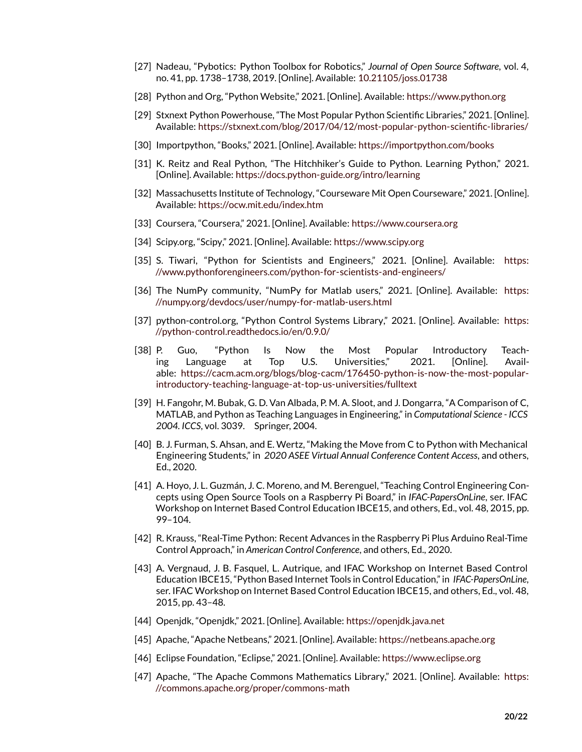[27] Nadeau, "Pybotics: Python Toolbox for Robotics," *Journal of Open Source Software*, vol. 4, no. 41, pp. 1738–1738, 2019. [Online]. Available: 10.21105/joss.01738

[28] Python and Org, "Python Website," 2021. [Online]. Available: https://www.python.org

[29] Stxnext Python Powerhouse, "The Most Popular Python Scientific Libraries," 2021. [Online]. Available: https://stxnext.com/blog/2017/04/12/most-popular-python-scientific-libraries/

[30] Importpython, "Books," 2021. [Online]. Available: https://importpython.com/books

[31] K. Reitz and Real Python, "The Hitchhiker's Guide to Python. Learning Python," 2021. [Online]. Available: https://docs.python-guide.org/intro/learning

[32] Massachusetts Institute of Technology, "Courseware Mit Open Courseware," 2021. [Online]. Available: https://ocw.mit.edu/index.htm

[33] Coursera, "Coursera," 2021. [Online]. Available: https://www.coursera.org

[34] Scipy.org, "Scipy," 2021. [Online]. Available: https://www.scipy.org

[35] S. Tiwari, "Python for Scientists and Engineers," 2021. [Online]. Available: https://www.pythonforengineers.com/python-for-scientists-and-engineers/

[36] The NumPy community, "NumPy for Matlab users," 2021. [Online]. Available: https://numpy.org/devdocs/user/numpy-for-matlab-users.html

[37] python-control.org, "Python Control Systems Library," 2021. [Online]. Available: https://python-control.readthedocs.io/en/0.9.0/

[38] P. Guo, "Python Is Now the Most Popular Introductory Teaching Language at Top U.S. Universities," 2021. [Online]. Available: https://cacm.acm.org/blogs/blog-cacm/176450-python-is-now-the-most-popular-introductory-teaching-language-at-top-us-universities/fulltext

[39] H. Fangohr, M. Bubak, G. D. Van Albada, P. M. A. Sloot, and J. Dongarra, "A Comparison of C, MATLAB, and Python as Teaching Languages in Engineering," in *Computational Science - ICCS 2004. ICCS*, vol. 3039. Springer, 2004.

[40] B. J. Furman, S. Ahsan, and E. Wertz, "Making the Move from C to Python with Mechanical Engineering Students," in *2020 ASEE Virtual Annual Conference Content Access*, and others, Ed., 2020.

[41] A. Hoyo, J. L. Guzmán, J. C. Moreno, and M. Berenguel, "Teaching Control Engineering Concepts using Open Source Tools on a Raspberry Pi Board," in *IFAC-PapersOnLine*, ser. IFAC Workshop on Internet Based Control Education IBCE15, and others, Ed., vol. 48, 2015, pp. 99–104.

[42] R. Krauss, "Real-Time Python: Recent Advances in the Raspberry Pi Plus Arduino Real-Time Control Approach," in *American Control Conference*, and others, Ed., 2020.

[43] A. Vergnaud, J. B. Fasquel, L. Autrique, and IFAC Workshop on Internet Based Control Education IBCE15, "Python Based Internet Tools in Control Education," in *IFAC-PapersOnLine*, ser. IFAC Workshop on Internet Based Control Education IBCE15, and others, Ed., vol. 48, 2015, pp. 43–48.

[44] Openjdk, "Openjdk," 2021. [Online]. Available: https://openjdk.java.net

[45] Apache, "Apache Netbeans," 2021. [Online]. Available: https://netbeans.apache.org

[46] Eclipse Foundation, "Eclipse," 2021. [Online]. Available: https://www.eclipse.org

[47] Apache, "The Apache Commons Mathematics Library," 2021. [Online]. Available: https://commons.apache.org/proper/commons-math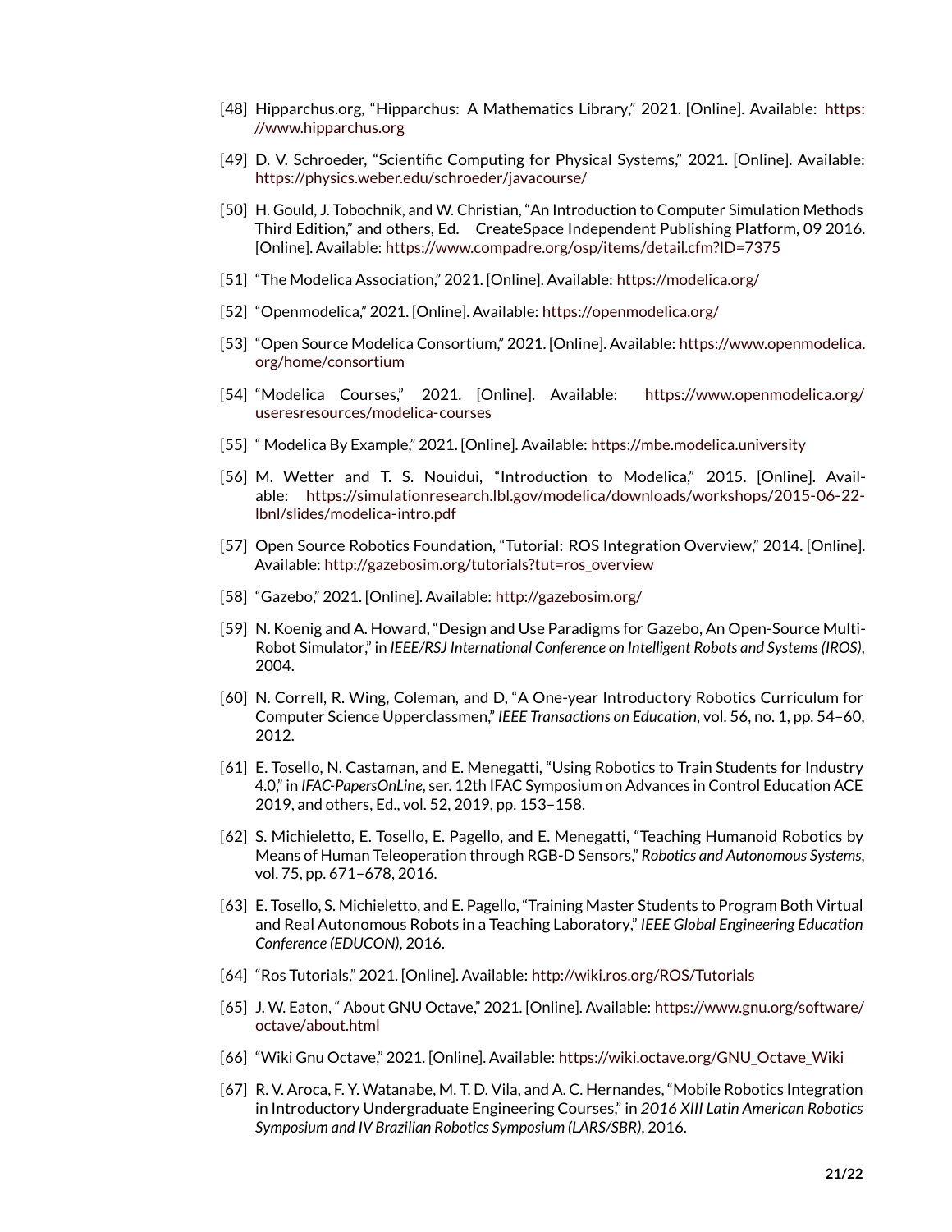[48] Hipparchus.org, "Hipparchus: A Mathematics Library," 2021. [Online]. Available: https://www.hipparchus.org

[49] D. V. Schroeder, "Scientific Computing for Physical Systems," 2021. [Online]. Available: https://physics.weber.edu/schroeder/javacourse/

[50] H. Gould, J. Tobochnik, and W. Christian, "An Introduction to Computer Simulation Methods Third Edition," and others, Ed. CreateSpace Independent Publishing Platform, 09 2016. [Online]. Available: https://www.compadre.org/osp/items/detail.cfm?ID=7375

[51] "The Modelica Association," 2021. [Online]. Available: https://modelica.org/

[52] "Openmodelica," 2021. [Online]. Available: https://openmodelica.org/

[53] "Open Source Modelica Consortium," 2021. [Online]. Available: https://www.openmodelica.org/home/consortium

[54] "Modelica Courses," 2021. [Online]. Available: https://www.openmodelica.org/useresresources/modelica-courses

[55] " Modelica By Example," 2021. [Online]. Available: https://mbe.modelica.university

[56] M. Wetter and T. S. Nouidui, "Introduction to Modelica," 2015. [Online]. Available: https://simulationresearch.lbl.gov/modelica/downloads/workshops/2015-06-22-lbnl/slides/modelica-intro.pdf

[57] Open Source Robotics Foundation, "Tutorial: ROS Integration Overview," 2014. [Online]. Available: http://gazebosim.org/tutorials?tut=ros_overview

[58] "Gazebo," 2021. [Online]. Available: http://gazebosim.org/

[59] N. Koenig and A. Howard, "Design and Use Paradigms for Gazebo, An Open-Source Multi-Robot Simulator," in *IEEE/RSJ International Conference on Intelligent Robots and Systems (IROS)*, 2004.

[60] N. Correll, R. Wing, Coleman, and D, "A One-year Introductory Robotics Curriculum for Computer Science Upperclassmen," *IEEE Transactions on Education*, vol. 56, no. 1, pp. 54–60, 2012.

[61] E. Tosello, N. Castaman, and E. Menegatti, "Using Robotics to Train Students for Industry 4.0," in *IFAC-PapersOnLine*, ser. 12th IFAC Symposium on Advances in Control Education ACE 2019, and others, Ed., vol. 52, 2019, pp. 153–158.

[62] S. Michieletto, E. Tosello, E. Pagello, and E. Menegatti, "Teaching Humanoid Robotics by Means of Human Teleoperation through RGB-D Sensors," *Robotics and Autonomous Systems*, vol. 75, pp. 671–678, 2016.

[63] E. Tosello, S. Michieletto, and E. Pagello, "Training Master Students to Program Both Virtual and Real Autonomous Robots in a Teaching Laboratory," *IEEE Global Engineering Education Conference (EDUCON)*, 2016.

[64] "Ros Tutorials," 2021. [Online]. Available: http://wiki.ros.org/ROS/Tutorials

[65] J. W. Eaton, " About GNU Octave," 2021. [Online]. Available: https://www.gnu.org/software/octave/about.html

[66] "Wiki Gnu Octave," 2021. [Online]. Available: https://wiki.octave.org/GNU_Octave_Wiki

[67] R. V. Aroca, F. Y. Watanabe, M. T. D. Vila, and A. C. Hernandes, "Mobile Robotics Integration in Introductory Undergraduate Engineering Courses," in *2016 XIII Latin American Robotics Symposium and IV Brazilian Robotics Symposium (LARS/SBR)*, 2016.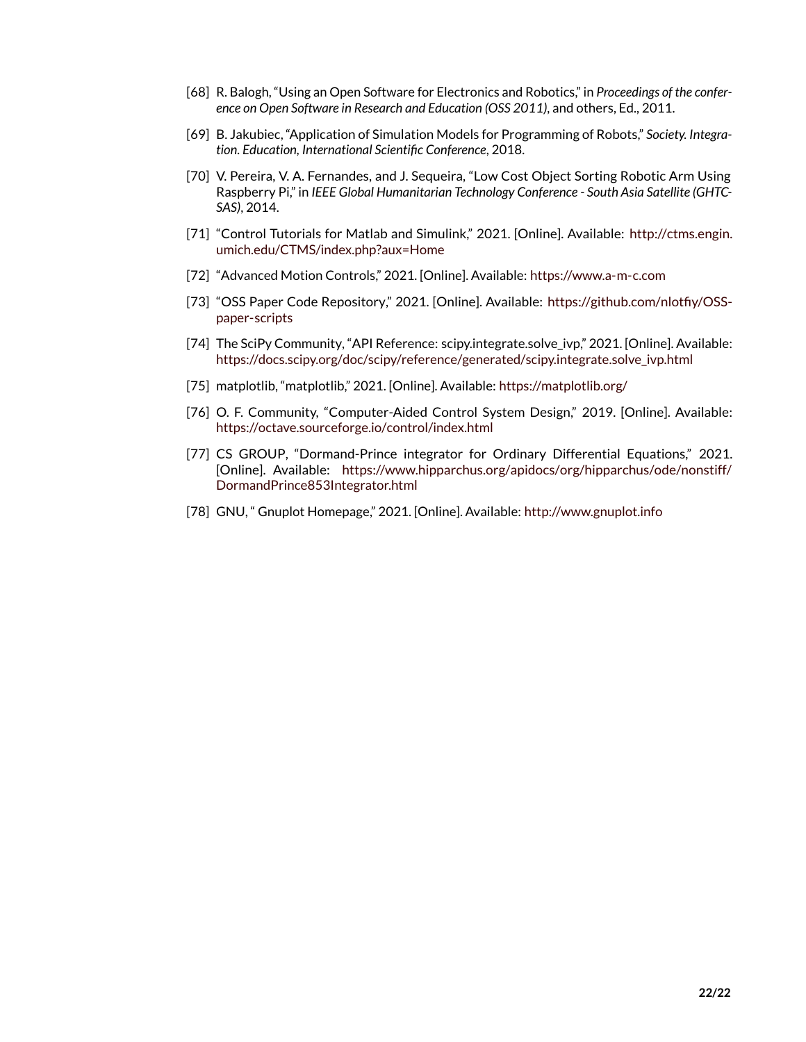[68] R. Balogh, "Using an Open Software for Electronics and Robotics," in *Proceedings of the conference on Open Software in Research and Education (OSS 2011)*, and others, Ed., 2011.

[69] B. Jakubiec, "Application of Simulation Models for Programming of Robots," *Society. Integration. Education, International Scientific Conference*, 2018.

[70] V. Pereira, V. A. Fernandes, and J. Sequeira, "Low Cost Object Sorting Robotic Arm Using Raspberry Pi," in *IEEE Global Humanitarian Technology Conference - South Asia Satellite (GHTC-SAS)*, 2014.

[71] "Control Tutorials for Matlab and Simulink," 2021. [Online]. Available: http://ctms.engin.umich.edu/CTMS/index.php?aux=Home

[72] "Advanced Motion Controls," 2021. [Online]. Available: https://www.a-m-c.com

[73] "OSS Paper Code Repository," 2021. [Online]. Available: https://github.com/nlotfiy/OSS-paper-scripts

[74] The SciPy Community, "API Reference: scipy.integrate.solve_ivp," 2021. [Online]. Available: https://docs.scipy.org/doc/scipy/reference/generated/scipy.integrate.solve_ivp.html

[75] matplotlib, "matplotlib," 2021. [Online]. Available: https://matplotlib.org/

[76] O. F. Community, "Computer-Aided Control System Design," 2019. [Online]. Available: https://octave.sourceforge.io/control/index.html

[77] CS GROUP, "Dormand-Prince integrator for Ordinary Differential Equations," 2021. [Online]. Available: https://www.hipparchus.org/apidocs/org/hipparchus/ode/nonstiff/DormandPrince853Integrator.html

[78] GNU, " Gnuplot Homepage," 2021. [Online]. Available: http://www.gnuplot.info